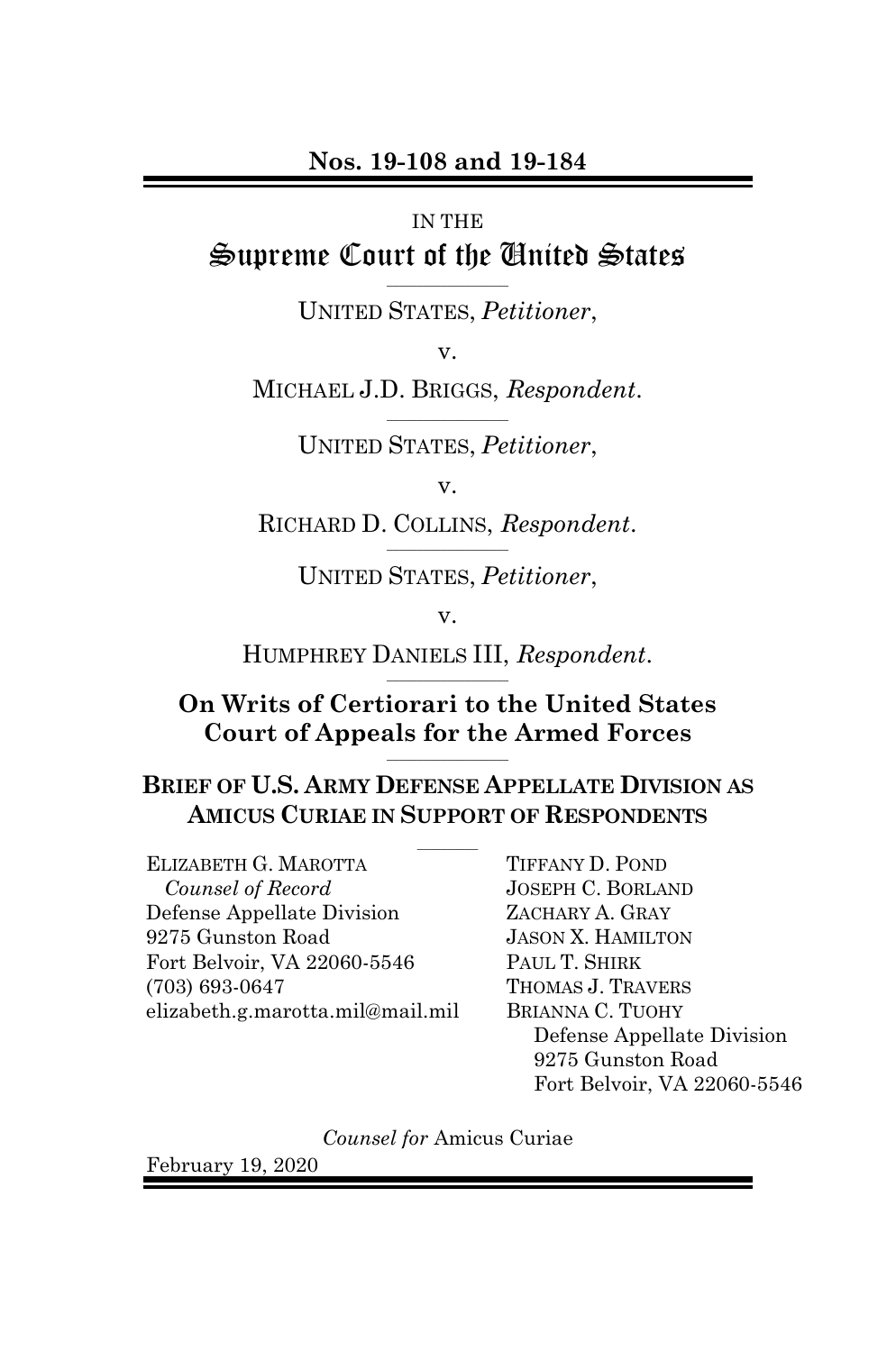**Nos. 19-108 and 19-184**

IN THE

# Supreme Court of the United States

UNITED STATES, *Petitioner*,

v.

MICHAEL J.D. BRIGGS, *Respondent*.

UNITED STATES, *Petitioner*,

v.

RICHARD D. COLLINS, *Respondent*.

UNITED STATES, *Petitioner*,

v.

HUMPHREY DANIELS III, *Respondent*.

**On Writs of Certiorari to the United States Court of Appeals for the Armed Forces**

**BRIEF OF U.S. ARMY DEFENSE APPELLATE DIVISION AS AMICUS CURIAE IN SUPPORT OF RESPONDENTS**

ELIZABETH G. MAROTTA
*Counsel of Record*
Defense Appellate Division
9275 Gunston Road
Fort Belvoir, VA 22060-5546
(703) 693-0647
elizabeth.g.marotta.mil@mail.mil

TIFFANY D. POND
JOSEPH C. BORLAND
ZACHARY A. GRAY
JASON X. HAMILTON
PAUL T. SHIRK
THOMAS J. TRAVERS
BRIANNA C. TUOHY
Defense Appellate Division
9275 Gunston Road
Fort Belvoir, VA 22060-5546

*Counsel for* Amicus Curiae

February 19, 2020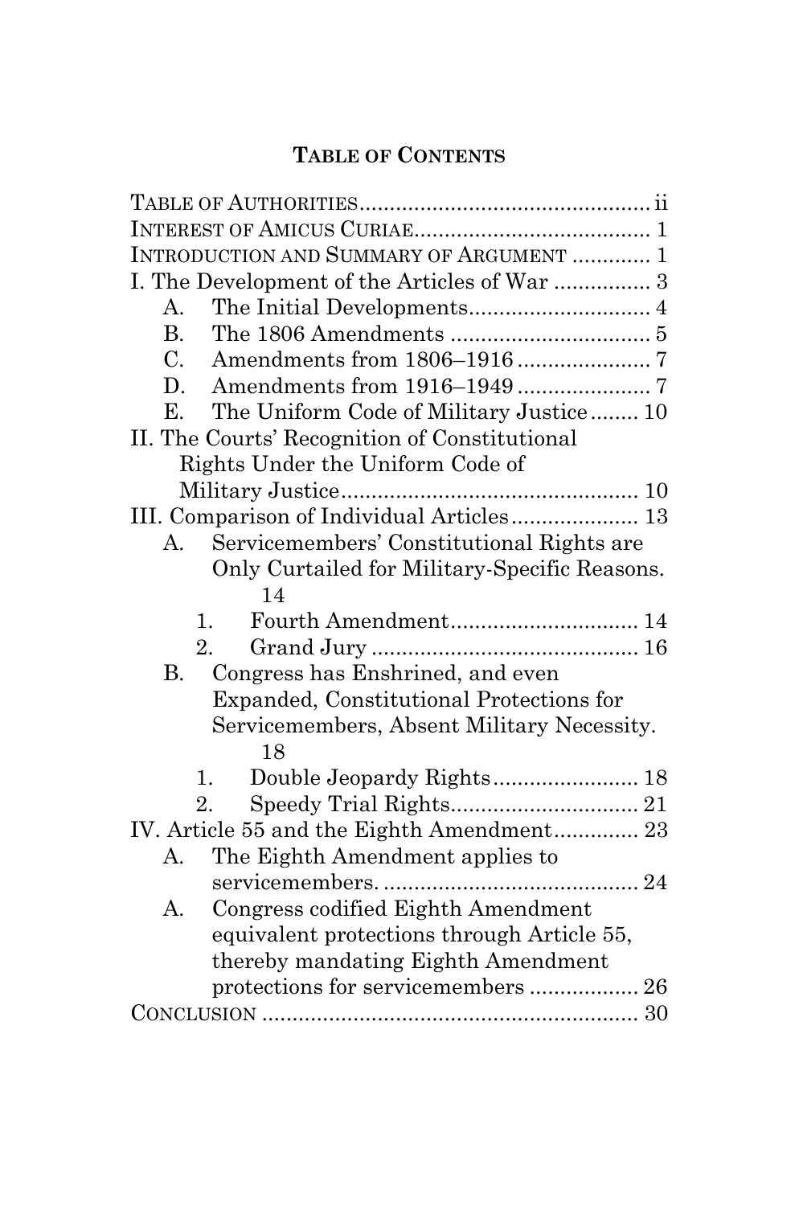## TABLE OF CONTENTS

TABLE OF AUTHORITIES ............................................... ii
INTEREST OF AMICUS CURIAE ...................................... 1
INTRODUCTION AND SUMMARY OF ARGUMENT ............ 1
I. The Development of the Articles of War ................ 3
  A. The Initial Developments ............................. 4
  B. The 1806 Amendments ................................ 5
  C. Amendments from 1806–1916 ..................... 7
  D. Amendments from 1916–1949 ..................... 7
  E. The Uniform Code of Military Justice ........ 10
II. The Courts' Recognition of Constitutional Rights Under the Uniform Code of Military Justice ................................................ 10
III. Comparison of Individual Articles .................... 13
  A. Servicemembers' Constitutional Rights are Only Curtailed for Military-Specific Reasons. 14
    1. Fourth Amendment .............................. 14
    2. Grand Jury ........................................... 16
  B. Congress has Enshrined, and even Expanded, Constitutional Protections for Servicemembers, Absent Military Necessity. 18
    1. Double Jeopardy Rights ....................... 18
    2. Speedy Trial Rights .............................. 21
IV. Article 55 and the Eighth Amendment .............. 23
  A. The Eighth Amendment applies to servicemembers. .......................................... 24
  A. Congress codified Eighth Amendment equivalent protections through Article 55, thereby mandating Eighth Amendment protections for servicemembers .................. 26
CONCLUSION .............................................................. 30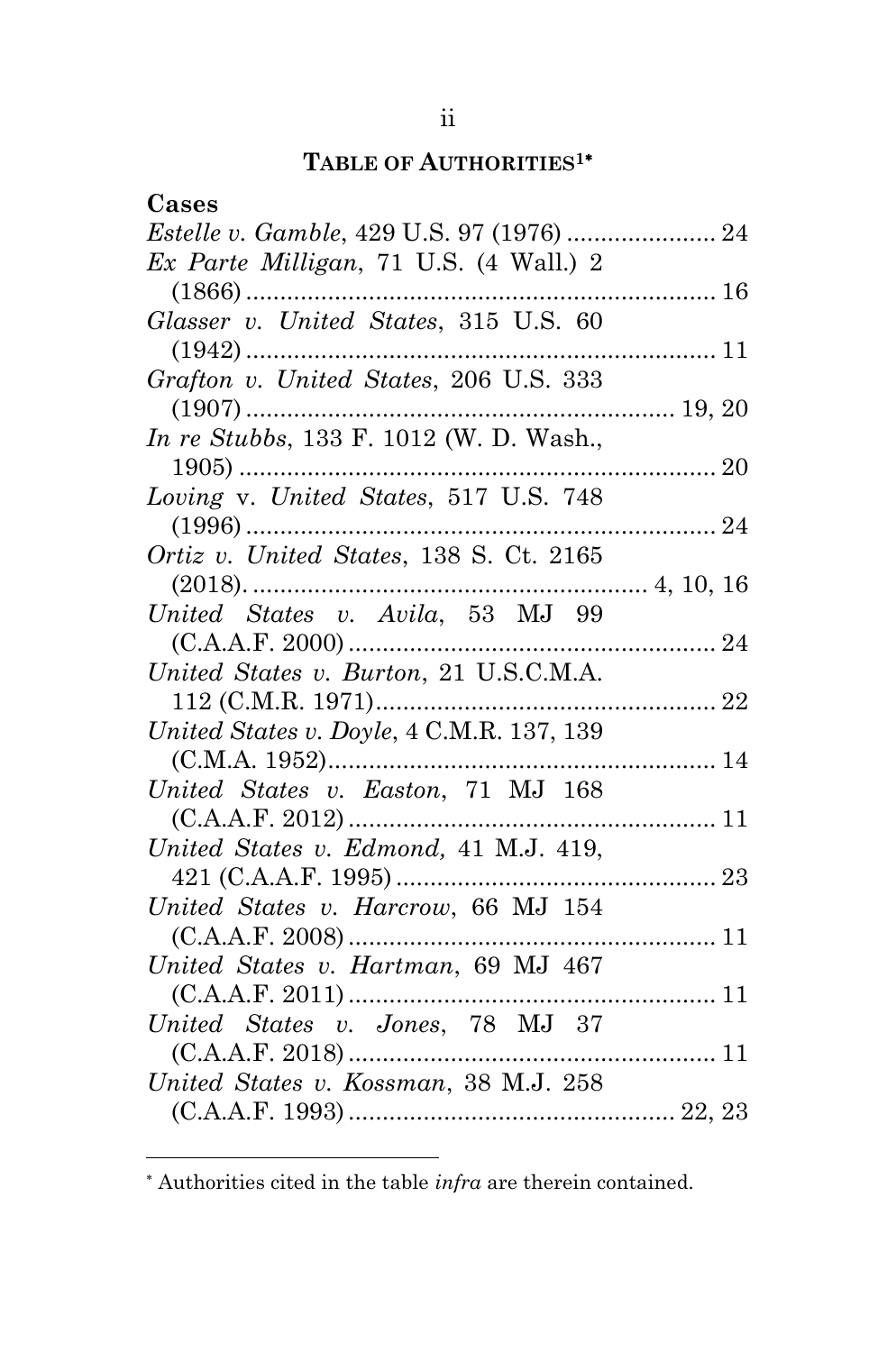## TABLE OF AUTHORITIES[1*]

**Cases**

*Estelle v. Gamble*, 429 U.S. 97 (1976) ...................... 24

*Ex Parte Milligan*, 71 U.S. (4 Wall.) 2 (1866) .................................................................... 16

*Glasser v. United States*, 315 U.S. 60 (1942) .................................................................... 11

*Grafton v. United States*, 206 U.S. 333 (1907) ............................................................... 19, 20

*In re Stubbs*, 133 F. 1012 (W. D. Wash., 1905) ..................................................................... 20

*Loving* v. *United States*, 517 U.S. 748 (1996) .................................................................... 24

*Ortiz v. United States*, 138 S. Ct. 2165 (2018). ......................................................... 4, 10, 16

*United States v. Avila*, 53 MJ 99 (C.A.A.F. 2000) ...................................................... 24

*United States v. Burton*, 21 U.S.C.M.A. 112 (C.M.R. 1971).................................................. 22

*United States v. Doyle*, 4 C.M.R. 137, 139 (C.M.A. 1952)......................................................... 14

*United States v. Easton*, 71 MJ 168 (C.A.A.F. 2012) ...................................................... 11

*United States v. Edmond,* 41 M.J. 419, 421 (C.A.A.F. 1995) ............................................... 23

*United States v. Harcrow*, 66 MJ 154 (C.A.A.F. 2008) ...................................................... 11

*United States v. Hartman*, 69 MJ 467 (C.A.A.F. 2011) ...................................................... 11

*United States v. Jones*, 78 MJ 37 (C.A.A.F. 2018) ...................................................... 11

*United States v. Kossman*, 38 M.J. 258 (C.A.A.F. 1993) ............................................... 22, 23

---

* Authorities cited in the table *infra* are therein contained.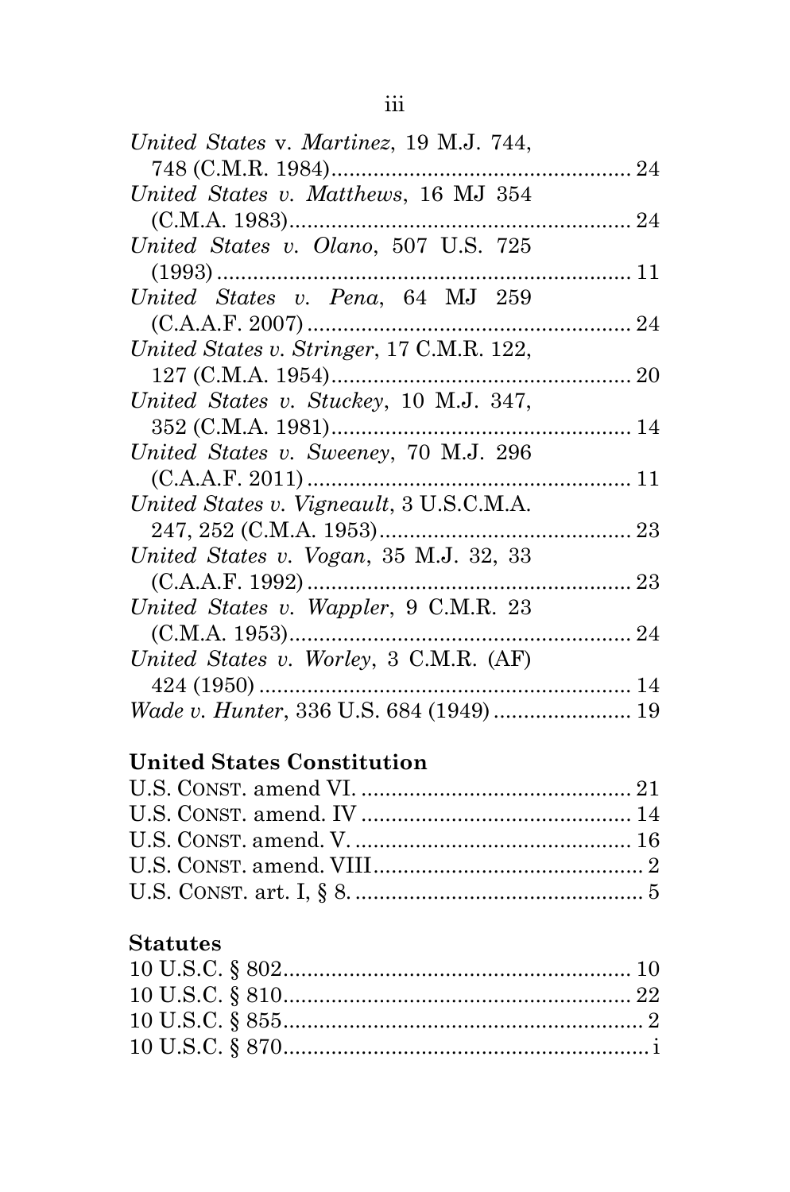*United States* v. *Martinez*, 19 M.J. 744, 748 (C.M.R. 1984)................................................. 24

*United States v. Matthews*, 16 MJ 354 (C.M.A. 1983)........................................................ 24

*United States v. Olano*, 507 U.S. 725 (1993)..................................................................... 11

*United States v. Pena*, 64 MJ 259 (C.A.A.F. 2007)..................................................... 24

*United States v. Stringer*, 17 C.M.R. 122, 127 (C.M.A. 1954)................................................. 20

*United States v. Stuckey*, 10 M.J. 347, 352 (C.M.A. 1981)................................................. 14

*United States v. Sweeney*, 70 M.J. 296 (C.A.A.F. 2011)..................................................... 11

*United States v. Vigneault*, 3 U.S.C.M.A. 247, 252 (C.M.A. 1953)......................................... 23

*United States v. Vogan*, 35 M.J. 32, 33 (C.A.A.F. 1992)..................................................... 23

*United States v. Wappler*, 9 C.M.R. 23 (C.M.A. 1953)........................................................ 24

*United States v. Worley*, 3 C.M.R. (AF) 424 (1950)............................................................. 14

*Wade v. Hunter*, 336 U.S. 684 (1949)...................... 19

### United States Constitution

U.S. CONST. amend VI............................................ 21

U.S. CONST. amend. IV............................................ 14

U.S. CONST. amend. V............................................. 16

U.S. CONST. amend. VIII........................................... 2

U.S. CONST. art. I, § 8.............................................. 5

### Statutes

10 U.S.C. § 802......................................................... 10

10 U.S.C. § 810......................................................... 22

10 U.S.C. § 855........................................................... 2

10 U.S.C. § 870............................................................ i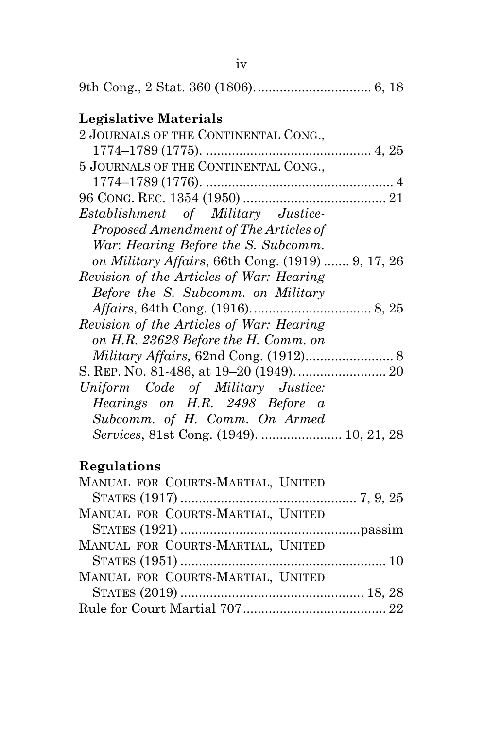9th Cong., 2 Stat. 360 (1806). ............................... 6, 18

**Legislative Materials**

2 JOURNALS OF THE CONTINENTAL CONG., 1774–1789 (1775). ............................................ 4, 25

5 JOURNALS OF THE CONTINENTAL CONG., 1774–1789 (1776). .................................................. 4

96 CONG. REC. 1354 (1950) ...................................... 21

*Establishment of Military Justice-Proposed Amendment of The Articles of War*: *Hearing Before the S. Subcomm. on Military Affairs*, 66th Cong. (1919) ....... 9, 17, 26

*Revision of the Articles of War: Hearing Before the S. Subcomm. on Military Affairs*, 64th Cong. (1916)................................ 8, 25

*Revision of the Articles of War: Hearing on H.R. 23628 Before the H. Comm. on Military Affairs,* 62nd Cong. (1912)........................ 8

S. REP. NO. 81-486, at 19–20 (1949). ........................ 20

*Uniform Code of Military Justice: Hearings on H.R. 2498 Before a Subcomm. of H. Comm. On Armed Services*, 81st Cong. (1949). ...................... 10, 21, 28

**Regulations**

MANUAL FOR COURTS-MARTIAL, UNITED STATES (1917) ............................................... 7, 9, 25

MANUAL FOR COURTS-MARTIAL, UNITED STATES (1921) ................................................passim

MANUAL FOR COURTS-MARTIAL, UNITED STATES (1951) ....................................................... 10

MANUAL FOR COURTS-MARTIAL, UNITED STATES (2019) ................................................. 18, 28

Rule for Court Martial 707....................................... 22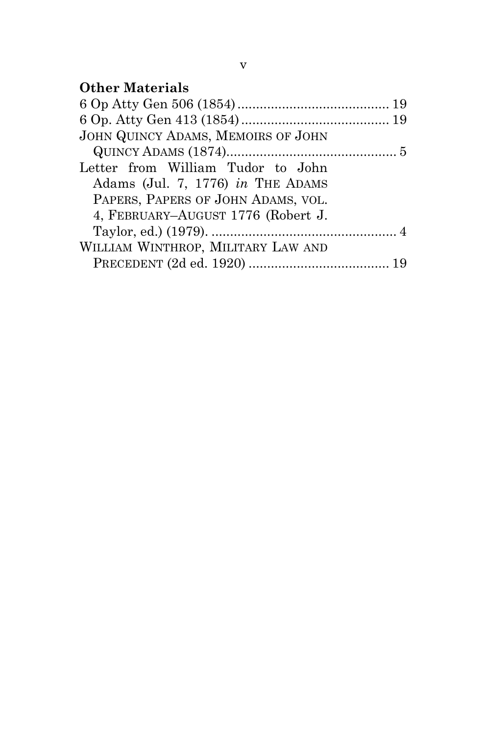**Other Materials**

6 Op Atty Gen 506 (1854) ......................................... 19

6 Op. Atty Gen 413 (1854) ........................................ 19

JOHN QUINCY ADAMS, MEMOIRS OF JOHN QUINCY ADAMS (1874)............................................. 5

Letter from William Tudor to John Adams (Jul. 7, 1776) *in* THE ADAMS PAPERS, PAPERS OF JOHN ADAMS, VOL. 4, FEBRUARY–AUGUST 1776 (Robert J. Taylor, ed.) (1979). .................................................. 4

WILLIAM WINTHROP, MILITARY LAW AND PRECEDENT (2d ed. 1920) ...................................... 19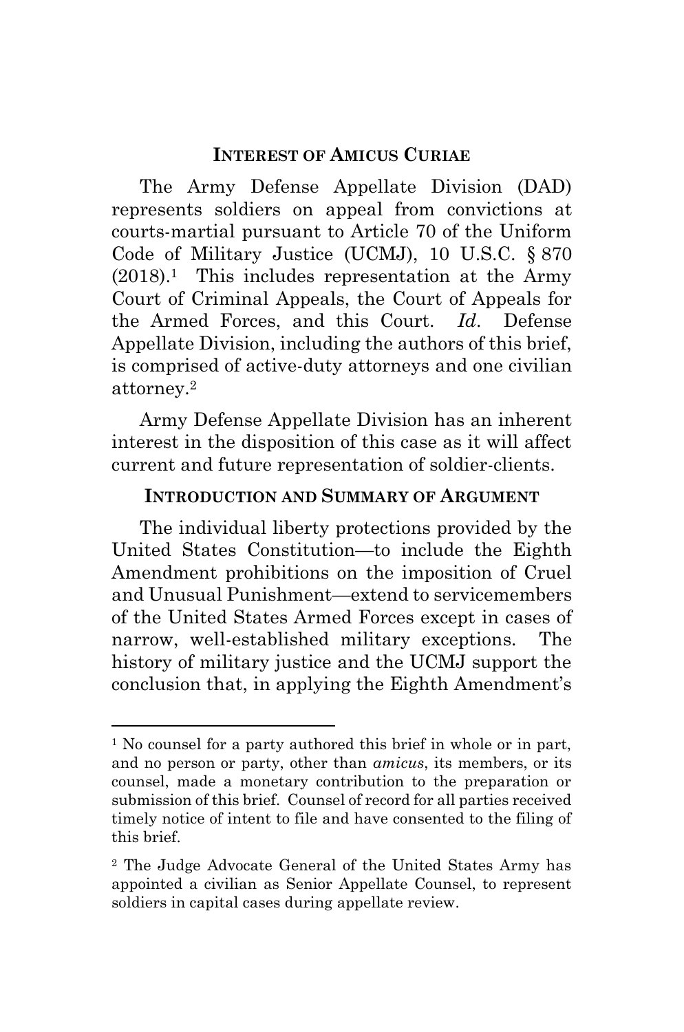## INTEREST OF AMICUS CURIAE

The Army Defense Appellate Division (DAD) represents soldiers on appeal from convictions at courts-martial pursuant to Article 70 of the Uniform Code of Military Justice (UCMJ), 10 U.S.C. § 870 (2018).[1] This includes representation at the Army Court of Criminal Appeals, the Court of Appeals for the Armed Forces, and this Court. *Id*. Defense Appellate Division, including the authors of this brief, is comprised of active-duty attorneys and one civilian attorney.[2]

Army Defense Appellate Division has an inherent interest in the disposition of this case as it will affect current and future representation of soldier-clients.

## INTRODUCTION AND SUMMARY OF ARGUMENT

The individual liberty protections provided by the United States Constitution—to include the Eighth Amendment prohibitions on the imposition of Cruel and Unusual Punishment—extend to servicemembers of the United States Armed Forces except in cases of narrow, well-established military exceptions. The history of military justice and the UCMJ support the conclusion that, in applying the Eighth Amendment's

---

[1] No counsel for a party authored this brief in whole or in part, and no person or party, other than *amicus*, its members, or its counsel, made a monetary contribution to the preparation or submission of this brief. Counsel of record for all parties received timely notice of intent to file and have consented to the filing of this brief.

[2] The Judge Advocate General of the United States Army has appointed a civilian as Senior Appellate Counsel, to represent soldiers in capital cases during appellate review.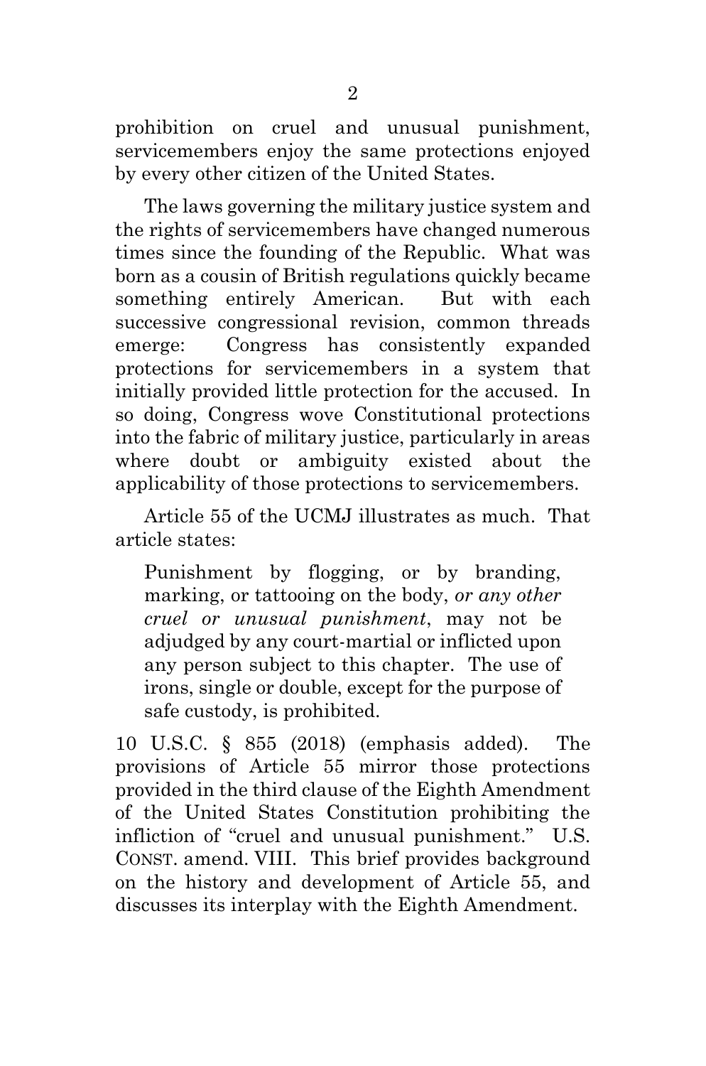prohibition on cruel and unusual punishment, servicemembers enjoy the same protections enjoyed by every other citizen of the United States.

The laws governing the military justice system and the rights of servicemembers have changed numerous times since the founding of the Republic. What was born as a cousin of British regulations quickly became something entirely American. But with each successive congressional revision, common threads emerge: Congress has consistently expanded protections for servicemembers in a system that initially provided little protection for the accused. In so doing, Congress wove Constitutional protections into the fabric of military justice, particularly in areas where doubt or ambiguity existed about the applicability of those protections to servicemembers.

Article 55 of the UCMJ illustrates as much. That article states:

> Punishment by flogging, or by branding, marking, or tattooing on the body, *or any other cruel or unusual punishment*, may not be adjudged by any court-martial or inflicted upon any person subject to this chapter. The use of irons, single or double, except for the purpose of safe custody, is prohibited.

10 U.S.C. § 855 (2018) (emphasis added). The provisions of Article 55 mirror those protections provided in the third clause of the Eighth Amendment of the United States Constitution prohibiting the infliction of "cruel and unusual punishment." U.S. CONST. amend. VIII. This brief provides background on the history and development of Article 55, and discusses its interplay with the Eighth Amendment.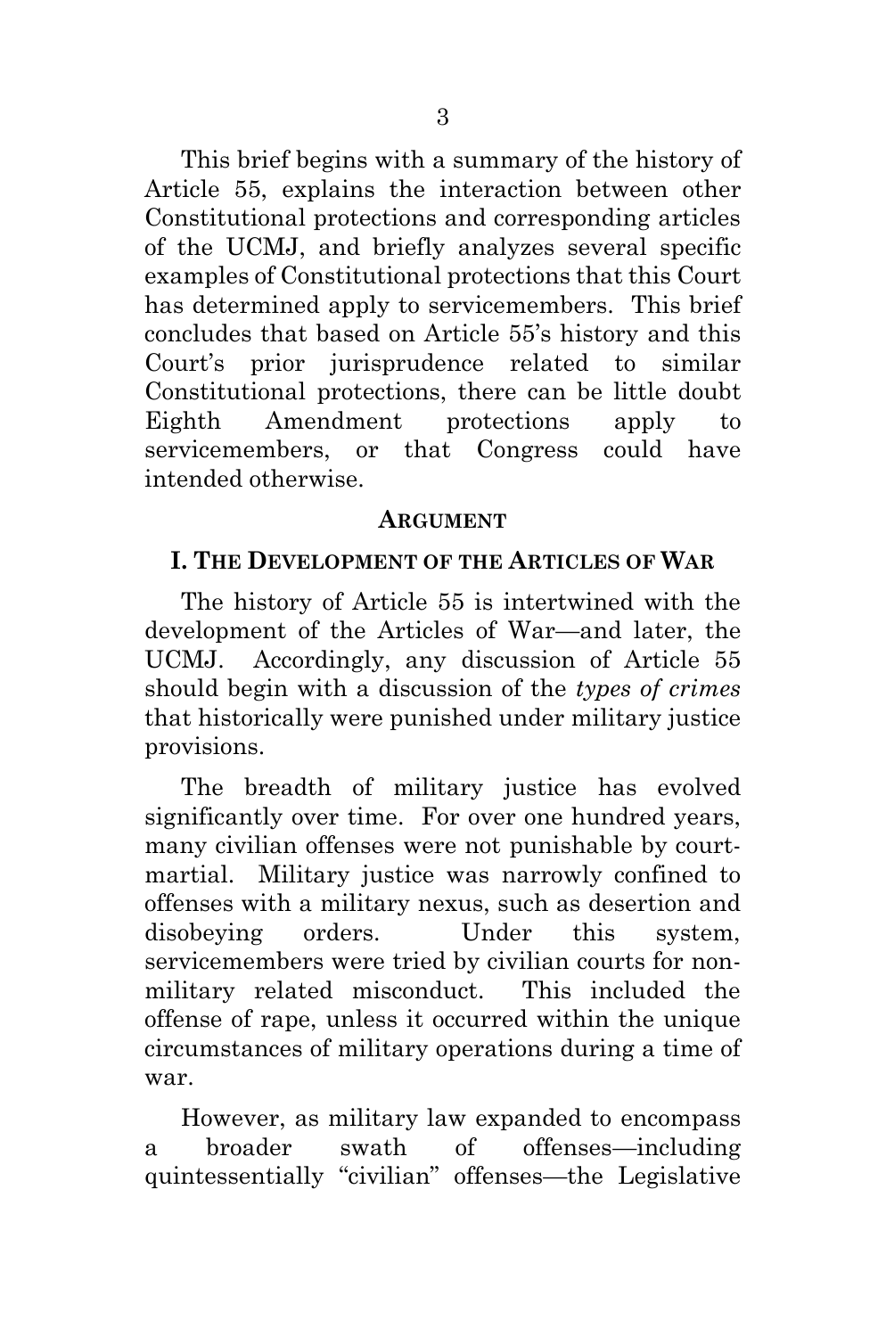This brief begins with a summary of the history of Article 55, explains the interaction between other Constitutional protections and corresponding articles of the UCMJ, and briefly analyzes several specific examples of Constitutional protections that this Court has determined apply to servicemembers. This brief concludes that based on Article 55's history and this Court's prior jurisprudence related to similar Constitutional protections, there can be little doubt Eighth Amendment protections apply to servicemembers, or that Congress could have intended otherwise.

## ARGUMENT

### I. THE DEVELOPMENT OF THE ARTICLES OF WAR

The history of Article 55 is intertwined with the development of the Articles of War—and later, the UCMJ. Accordingly, any discussion of Article 55 should begin with a discussion of the *types of crimes* that historically were punished under military justice provisions.

The breadth of military justice has evolved significantly over time. For over one hundred years, many civilian offenses were not punishable by court-martial. Military justice was narrowly confined to offenses with a military nexus, such as desertion and disobeying orders. Under this system, servicemembers were tried by civilian courts for non-military related misconduct. This included the offense of rape, unless it occurred within the unique circumstances of military operations during a time of war.

However, as military law expanded to encompass a broader swath of offenses—including quintessentially "civilian" offenses—the Legislative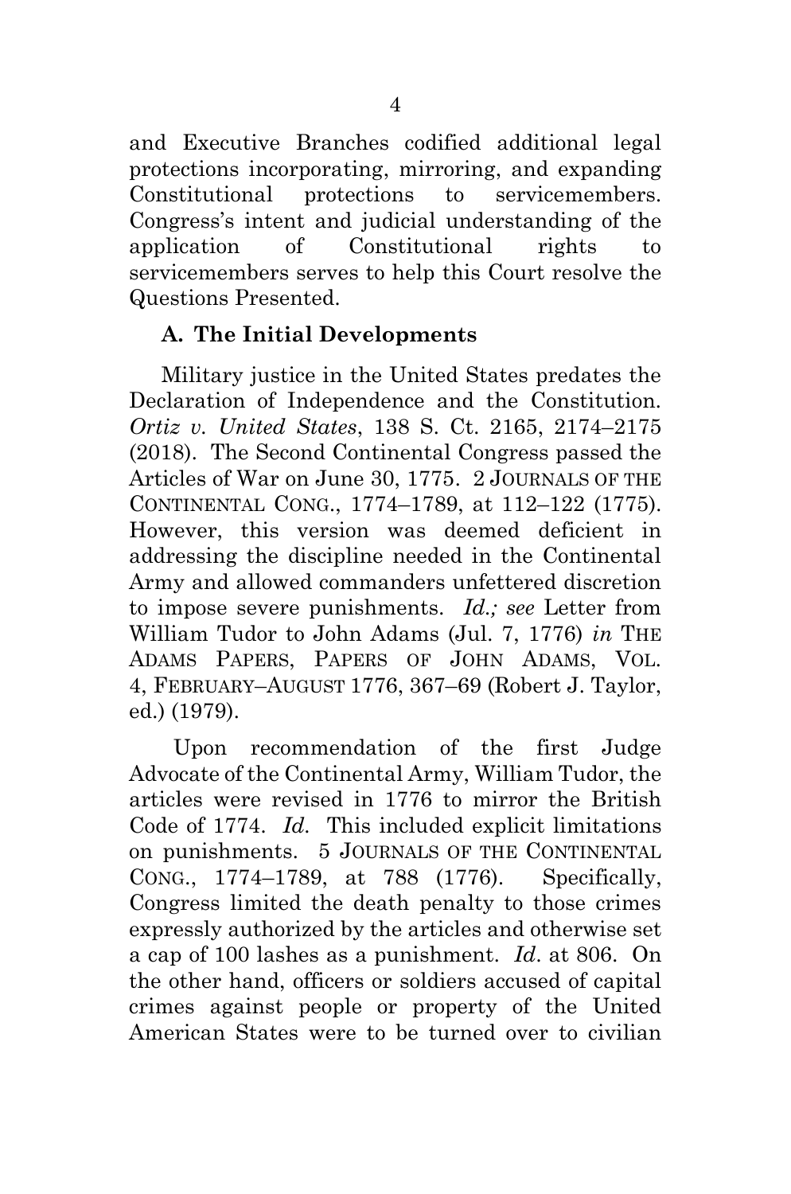and Executive Branches codified additional legal protections incorporating, mirroring, and expanding Constitutional protections to servicemembers. Congress's intent and judicial understanding of the application of Constitutional rights to servicemembers serves to help this Court resolve the Questions Presented.

### A. The Initial Developments

Military justice in the United States predates the Declaration of Independence and the Constitution. *Ortiz v. United States*, 138 S. Ct. 2165, 2174–2175 (2018). The Second Continental Congress passed the Articles of War on June 30, 1775. 2 JOURNALS OF THE CONTINENTAL CONG., 1774–1789, at 112–122 (1775). However, this version was deemed deficient in addressing the discipline needed in the Continental Army and allowed commanders unfettered discretion to impose severe punishments. *Id.; see* Letter from William Tudor to John Adams (Jul. 7, 1776) *in* THE ADAMS PAPERS, PAPERS OF JOHN ADAMS, VOL. 4, FEBRUARY–AUGUST 1776, 367–69 (Robert J. Taylor, ed.) (1979).

Upon recommendation of the first Judge Advocate of the Continental Army, William Tudor, the articles were revised in 1776 to mirror the British Code of 1774. *Id.* This included explicit limitations on punishments. 5 JOURNALS OF THE CONTINENTAL CONG., 1774–1789, at 788 (1776). Specifically, Congress limited the death penalty to those crimes expressly authorized by the articles and otherwise set a cap of 100 lashes as a punishment. *Id.* at 806. On the other hand, officers or soldiers accused of capital crimes against people or property of the United American States were to be turned over to civilian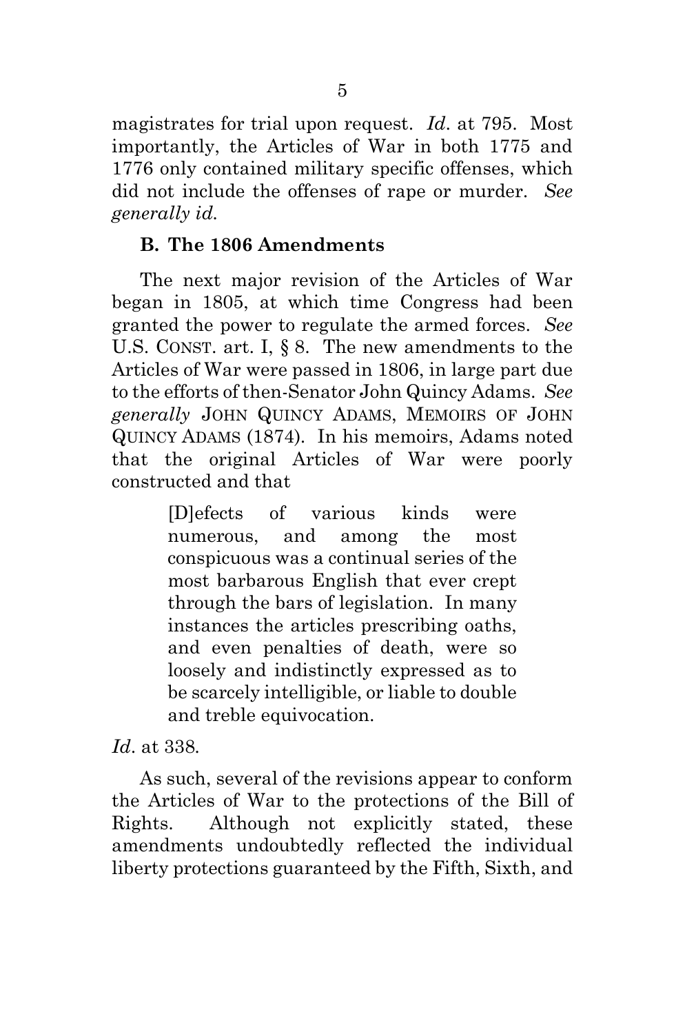magistrates for trial upon request. *Id*. at 795. Most importantly, the Articles of War in both 1775 and 1776 only contained military specific offenses, which did not include the offenses of rape or murder. *See generally id.*

### B. The 1806 Amendments

The next major revision of the Articles of War began in 1805, at which time Congress had been granted the power to regulate the armed forces. *See* U.S. CONST. art. I, § 8. The new amendments to the Articles of War were passed in 1806, in large part due to the efforts of then-Senator John Quincy Adams. *See generally* JOHN QUINCY ADAMS, MEMOIRS OF JOHN QUINCY ADAMS (1874). In his memoirs, Adams noted that the original Articles of War were poorly constructed and that

> [D]efects of various kinds were numerous, and among the most conspicuous was a continual series of the most barbarous English that ever crept through the bars of legislation. In many instances the articles prescribing oaths, and even penalties of death, were so loosely and indistinctly expressed as to be scarcely intelligible, or liable to double and treble equivocation.

*Id*. at 338.

As such, several of the revisions appear to conform the Articles of War to the protections of the Bill of Rights. Although not explicitly stated, these amendments undoubtedly reflected the individual liberty protections guaranteed by the Fifth, Sixth, and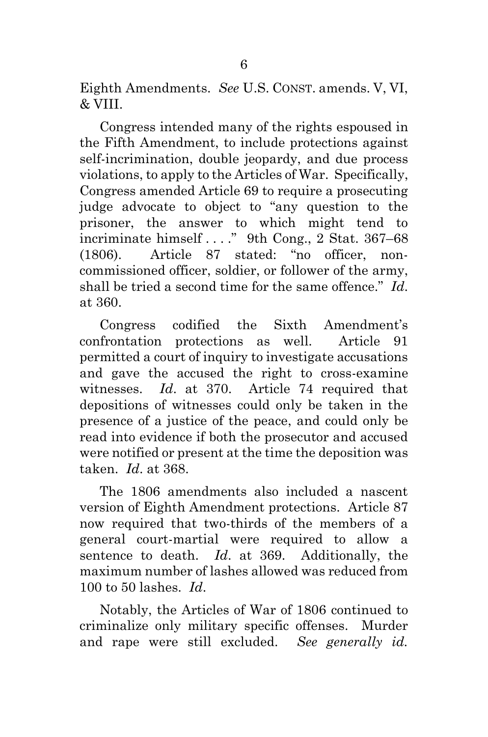Eighth Amendments. *See* U.S. CONST. amends. V, VI, & VIII.

Congress intended many of the rights espoused in the Fifth Amendment, to include protections against self-incrimination, double jeopardy, and due process violations, to apply to the Articles of War. Specifically, Congress amended Article 69 to require a prosecuting judge advocate to object to "any question to the prisoner, the answer to which might tend to incriminate himself . . . ." 9th Cong., 2 Stat. 367–68 (1806). Article 87 stated: "no officer, non-commissioned officer, soldier, or follower of the army, shall be tried a second time for the same offence." *Id*. at 360.

Congress codified the Sixth Amendment's confrontation protections as well. Article 91 permitted a court of inquiry to investigate accusations and gave the accused the right to cross-examine witnesses. *Id*. at 370. Article 74 required that depositions of witnesses could only be taken in the presence of a justice of the peace, and could only be read into evidence if both the prosecutor and accused were notified or present at the time the deposition was taken. *Id*. at 368.

The 1806 amendments also included a nascent version of Eighth Amendment protections. Article 87 now required that two-thirds of the members of a general court-martial were required to allow a sentence to death. *Id*. at 369. Additionally, the maximum number of lashes allowed was reduced from 100 to 50 lashes. *Id*.

Notably, the Articles of War of 1806 continued to criminalize only military specific offenses. Murder and rape were still excluded. *See generally id.*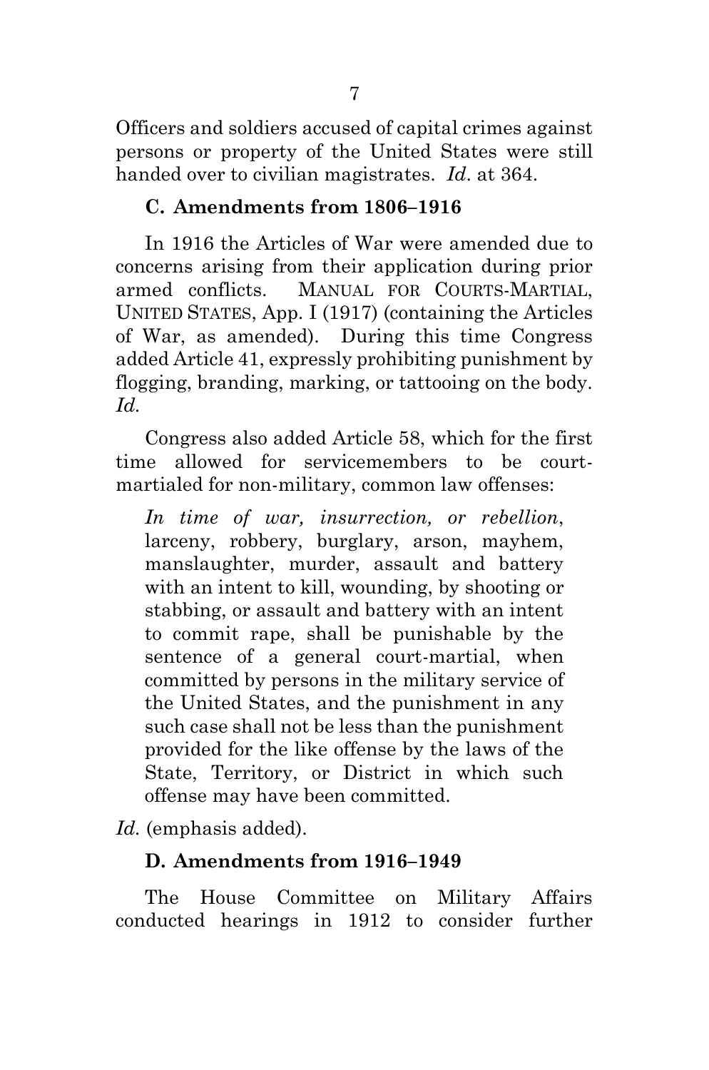Officers and soldiers accused of capital crimes against persons or property of the United States were still handed over to civilian magistrates. *Id*. at 364.

### C. Amendments from 1806–1916

In 1916 the Articles of War were amended due to concerns arising from their application during prior armed conflicts. MANUAL FOR COURTS-MARTIAL, UNITED STATES, App. I (1917) (containing the Articles of War, as amended). During this time Congress added Article 41, expressly prohibiting punishment by flogging, branding, marking, or tattooing on the body. *Id.*

Congress also added Article 58, which for the first time allowed for servicemembers to be court-martialed for non-military, common law offenses:

> *In time of war, insurrection, or rebellion*, larceny, robbery, burglary, arson, mayhem, manslaughter, murder, assault and battery with an intent to kill, wounding, by shooting or stabbing, or assault and battery with an intent to commit rape, shall be punishable by the sentence of a general court-martial, when committed by persons in the military service of the United States, and the punishment in any such case shall not be less than the punishment provided for the like offense by the laws of the State, Territory, or District in which such offense may have been committed.

*Id.* (emphasis added).

### D. Amendments from 1916–1949

The House Committee on Military Affairs conducted hearings in 1912 to consider further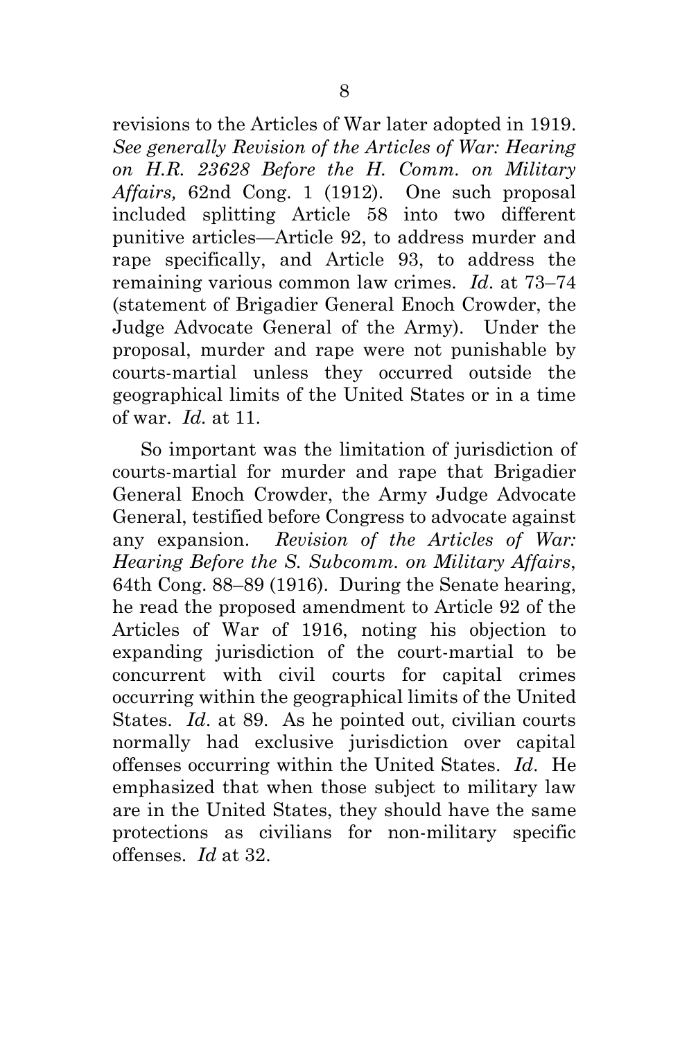revisions to the Articles of War later adopted in 1919. *See generally Revision of the Articles of War: Hearing on H.R. 23628 Before the H. Comm. on Military Affairs,* 62nd Cong. 1 (1912). One such proposal included splitting Article 58 into two different punitive articles—Article 92, to address murder and rape specifically, and Article 93, to address the remaining various common law crimes. *Id*. at 73–74 (statement of Brigadier General Enoch Crowder, the Judge Advocate General of the Army). Under the proposal, murder and rape were not punishable by courts-martial unless they occurred outside the geographical limits of the United States or in a time of war. *Id.* at 11.

So important was the limitation of jurisdiction of courts-martial for murder and rape that Brigadier General Enoch Crowder, the Army Judge Advocate General, testified before Congress to advocate against any expansion. *Revision of the Articles of War: Hearing Before the S. Subcomm. on Military Affairs*, 64th Cong. 88–89 (1916). During the Senate hearing, he read the proposed amendment to Article 92 of the Articles of War of 1916, noting his objection to expanding jurisdiction of the court-martial to be concurrent with civil courts for capital crimes occurring within the geographical limits of the United States. *Id*. at 89. As he pointed out, civilian courts normally had exclusive jurisdiction over capital offenses occurring within the United States. *Id*. He emphasized that when those subject to military law are in the United States, they should have the same protections as civilians for non-military specific offenses. *Id* at 32.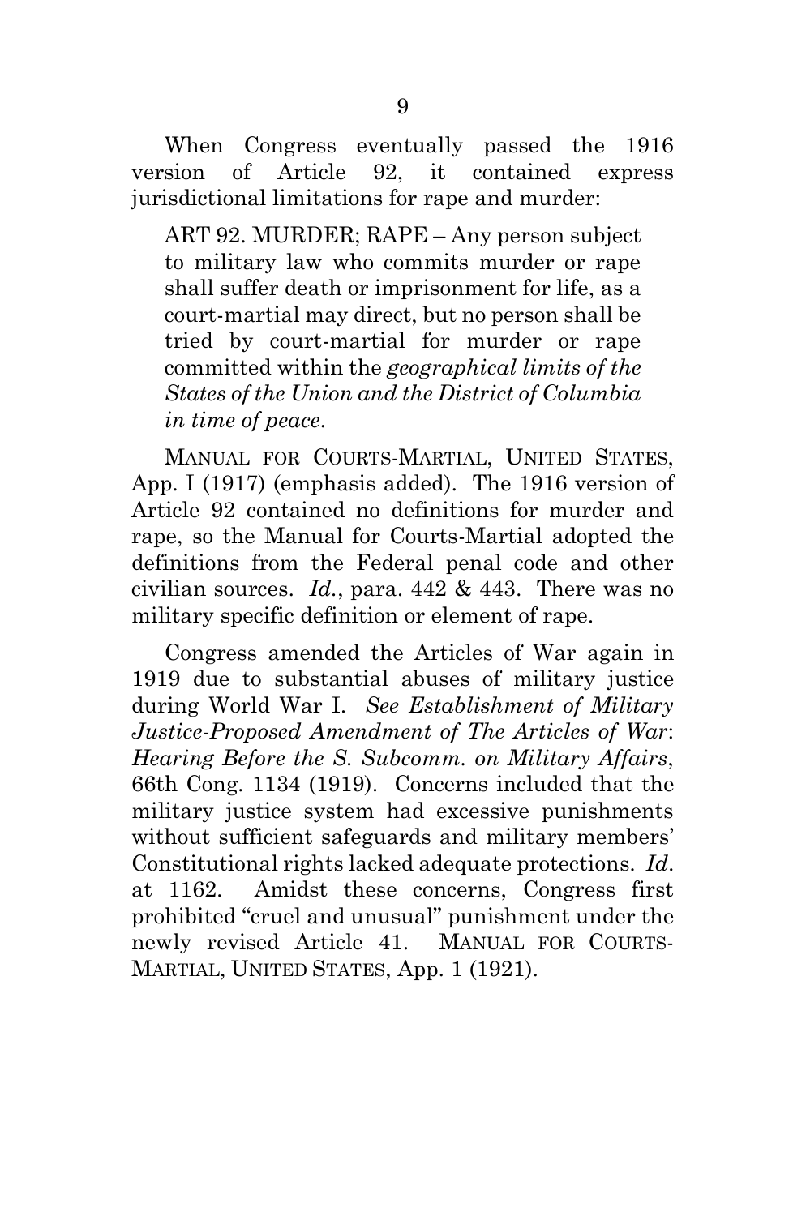When Congress eventually passed the 1916 version of Article 92, it contained express jurisdictional limitations for rape and murder:

> ART 92. MURDER; RAPE – Any person subject to military law who commits murder or rape shall suffer death or imprisonment for life, as a court-martial may direct, but no person shall be tried by court-martial for murder or rape committed within the *geographical limits of the States of the Union and the District of Columbia in time of peace*.

MANUAL FOR COURTS-MARTIAL, UNITED STATES, App. I (1917) (emphasis added). The 1916 version of Article 92 contained no definitions for murder and rape, so the Manual for Courts-Martial adopted the definitions from the Federal penal code and other civilian sources. *Id.*, para. 442 & 443. There was no military specific definition or element of rape.

Congress amended the Articles of War again in 1919 due to substantial abuses of military justice during World War I. *See Establishment of Military Justice-Proposed Amendment of The Articles of War*: *Hearing Before the S. Subcomm. on Military Affairs*, 66th Cong. 1134 (1919). Concerns included that the military justice system had excessive punishments without sufficient safeguards and military members' Constitutional rights lacked adequate protections. *Id.* at 1162. Amidst these concerns, Congress first prohibited "cruel and unusual" punishment under the newly revised Article 41. MANUAL FOR COURTS-MARTIAL, UNITED STATES, App. 1 (1921).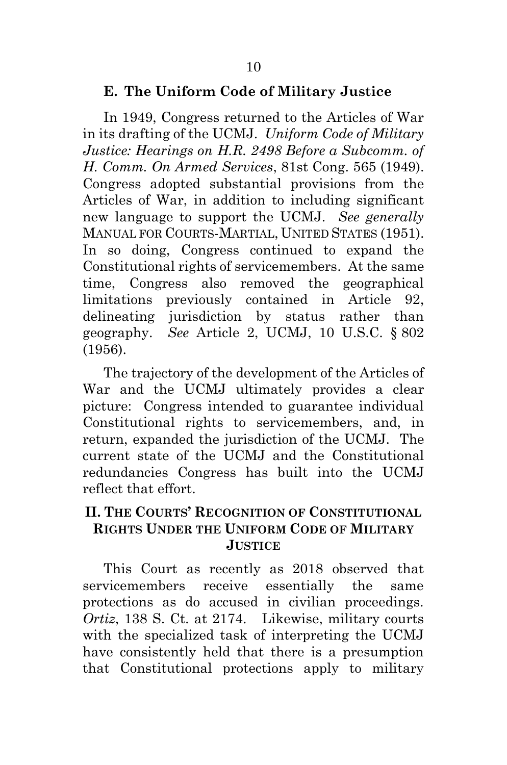### E. The Uniform Code of Military Justice

In 1949, Congress returned to the Articles of War in its drafting of the UCMJ. *Uniform Code of Military Justice: Hearings on H.R. 2498 Before a Subcomm. of H. Comm. On Armed Services*, 81st Cong. 565 (1949). Congress adopted substantial provisions from the Articles of War, in addition to including significant new language to support the UCMJ. *See generally* MANUAL FOR COURTS-MARTIAL, UNITED STATES (1951). In so doing, Congress continued to expand the Constitutional rights of servicemembers. At the same time, Congress also removed the geographical limitations previously contained in Article 92, delineating jurisdiction by status rather than geography. *See* Article 2, UCMJ, 10 U.S.C. § 802 (1956).

The trajectory of the development of the Articles of War and the UCMJ ultimately provides a clear picture: Congress intended to guarantee individual Constitutional rights to servicemembers, and, in return, expanded the jurisdiction of the UCMJ. The current state of the UCMJ and the Constitutional redundancies Congress has built into the UCMJ reflect that effort.

## II. THE COURTS' RECOGNITION OF CONSTITUTIONAL RIGHTS UNDER THE UNIFORM CODE OF MILITARY JUSTICE

This Court as recently as 2018 observed that servicemembers receive essentially the same protections as do accused in civilian proceedings. *Ortiz*, 138 S. Ct. at 2174. Likewise, military courts with the specialized task of interpreting the UCMJ have consistently held that there is a presumption that Constitutional protections apply to military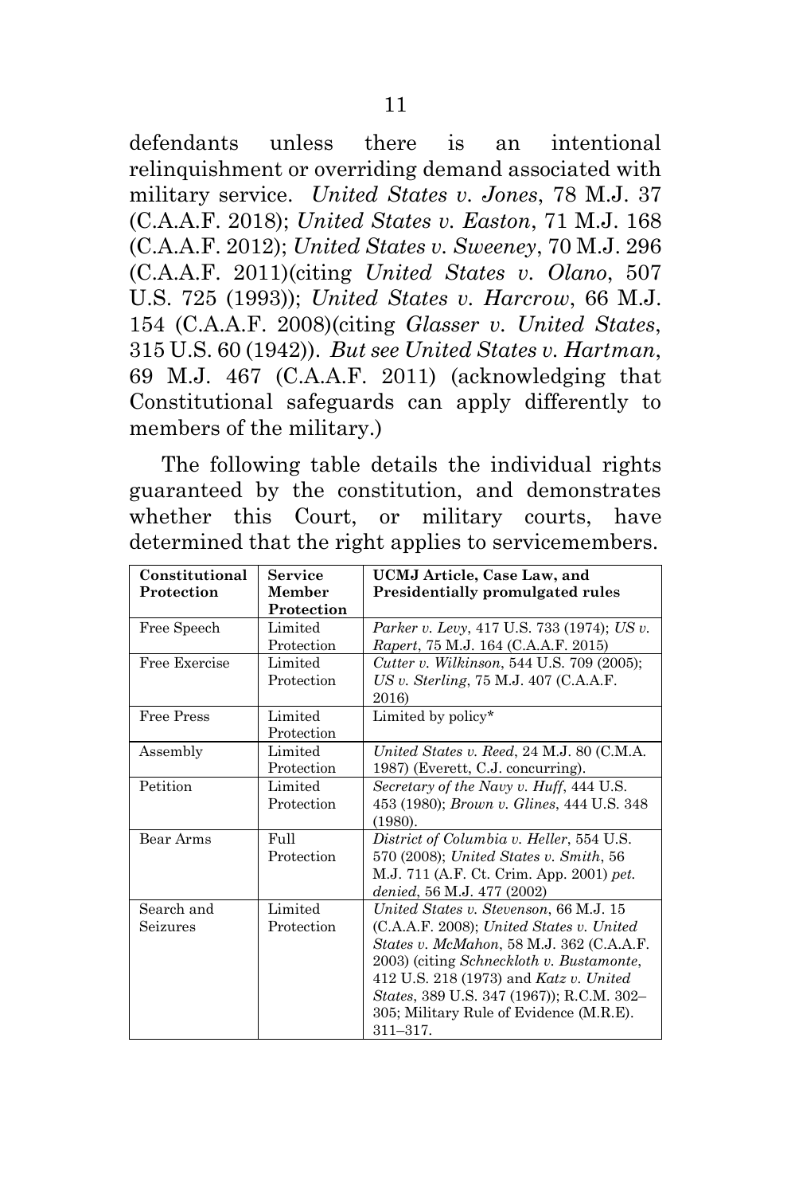defendants unless there is an intentional relinquishment or overriding demand associated with military service. *United States v. Jones*, 78 M.J. 37 (C.A.A.F. 2018); *United States v. Easton*, 71 M.J. 168 (C.A.A.F. 2012); *United States v. Sweeney*, 70 M.J. 296 (C.A.A.F. 2011)(citing *United States v. Olano*, 507 U.S. 725 (1993)); *United States v. Harcrow*, 66 M.J. 154 (C.A.A.F. 2008)(citing *Glasser v. United States*, 315 U.S. 60 (1942)). *But see United States v. Hartman*, 69 M.J. 467 (C.A.A.F. 2011) (acknowledging that Constitutional safeguards can apply differently to members of the military.)

The following table details the individual rights guaranteed by the constitution, and demonstrates whether this Court, or military courts, have determined that the right applies to servicemembers.

| **Constitutional Protection** | **Service Member Protection** | **UCMJ Article, Case Law, and Presidentially promulgated rules** |
|---|---|---|
| Free Speech | Limited Protection | *Parker v. Levy*, 417 U.S. 733 (1974); *US v. Rapert*, 75 M.J. 164 (C.A.A.F. 2015) |
| Free Exercise | Limited Protection | *Cutter v. Wilkinson*, 544 U.S. 709 (2005); *US v. Sterling*, 75 M.J. 407 (C.A.A.F. 2016) |
| Free Press | Limited Protection | Limited by policy* |
| Assembly | Limited Protection | *United States v. Reed*, 24 M.J. 80 (C.M.A. 1987) (Everett, C.J. concurring). |
| Petition | Limited Protection | *Secretary of the Navy v. Huff*, 444 U.S. 453 (1980); *Brown v. Glines*, 444 U.S. 348 (1980). |
| Bear Arms | Full Protection | *District of Columbia v. Heller*, 554 U.S. 570 (2008); *United States v. Smith*, 56 M.J. 711 (A.F. Ct. Crim. App. 2001) *pet. denied*, 56 M.J. 477 (2002) |
| Search and Seizures | Limited Protection | *United States v. Stevenson*, 66 M.J. 15 (C.A.A.F. 2008); *United States v. United States v. McMahon*, 58 M.J. 362 (C.A.A.F. 2003) (citing *Schneckloth v. Bustamonte*, 412 U.S. 218 (1973) and *Katz v. United States*, 389 U.S. 347 (1967)); R.C.M. 302–305; Military Rule of Evidence (M.R.E). 311–317. |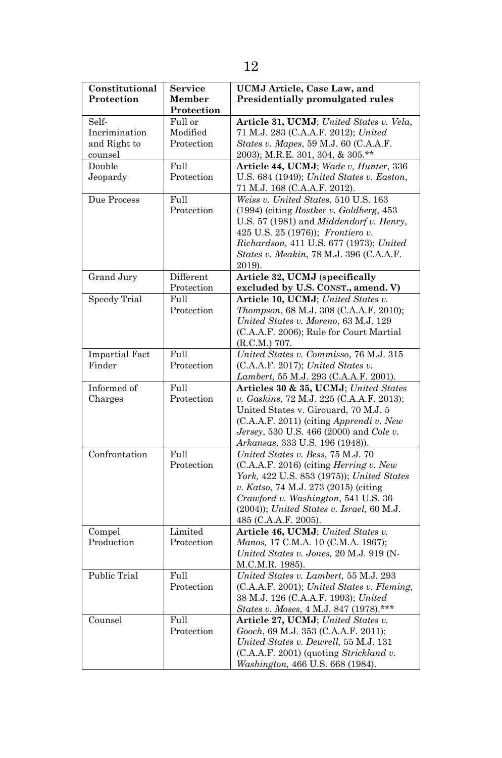| **Constitutional Protection** | **Service Member Protection** | **UCMJ Article, Case Law, and Presidentially promulgated rules** |
|---|---|---|
| Self-Incrimination and Right to counsel | Full or Modified Protection | **Article 31, UCMJ**; *United States v. Vela*, 71 M.J. 283 (C.A.A.F. 2012); *United States v. Mapes*, 59 M.J. 60 (C.A.A.F. 2003); M.R.E. 301, 304, & 305.** |
| Double Jeopardy | Full Protection | **Article 44, UCMJ**; *Wade v, Hunter*, 336 U.S. 684 (1949); *United States v. Easton*, 71 M.J. 168 (C.A.A.F. 2012). |
| Due Process | Full Protection | *Weiss v. United States*, 510 U.S. 163 (1994) (citing *Rostker v. Goldberg*, 453 U.S. 57 (1981) and *Middendorf v. Henry*, 425 U.S. 25 (1976)); *Frontiero v. Richardson,* 411 U.S. 677 (1973); *United States v. Meakin*, 78 M.J. 396 (C.A.A.F. 2019). |
| Grand Jury | Different Protection | **Article 32, UCMJ (specifically excluded by U.S. CONST., amend. V)** |
| Speedy Trial | Full Protection | **Article 10, UCMJ**; *United States v. Thompson*, 68 M.J. 308 (C.A.A.F. 2010); *United States v. Moreno*, 63 M.J. 129 (C.A.A.F. 2006); Rule for Court Martial (R.C.M.) 707. |
| Impartial Fact Finder | Full Protection | *United States v. Commisso*, 76 M.J. 315 (C.A.A.F. 2017); *United States v. Lambert,* 55 M.J. 293 (C.A.A.F. 2001). |
| Informed of Charges | Full Protection | **Articles 30 & 35, UCMJ**; *United States v. Gaskins*, 72 M.J. 225 (C.A.A.F. 2013); United States v. Girouard, 70 M.J. 5 (C.A.A.F. 2011) (citing *Apprendi v. New Jersey*, 530 U.S. 466 (2000) and *Cole v. Arkansas,* 333 U.S. 196 (1948)). |
| Confrontation | Full Protection | *United States v. Bess*, 75 M.J. 70 (C.A.A.F. 2016) (citing *Herring v. New York,* 422 U.S. 853 (1975)); *United States v. Katso*, 74 M.J. 273 (2015) (citing *Crawford v. Washington*, 541 U.S. 36 (2004)); *United States v. Israel,* 60 M.J. 485 (C.A.A.F. 2005). |
| Compel Production | Limited Protection | **Article 46, UCMJ**; *United States v. Manos,* 17 C.M.A. 10 (C.M.A. 1967); *United States v. Jones,* 20 M.J. 919 (N-M.C.M.R. 1985). |
| Public Trial | Full Protection | *United States v. Lambert,* 55 M.J. 293 (C.A.A.F. 2001); *United States v. Fleming,* 38 M.J. 126 (C.A.A.F. 1993); *United States v. Moses,* 4 M.J. 847 (1978).*** |
| Counsel | Full Protection | **Article 27, UCMJ**; *United States v. Gooch*, 69 M.J. 353 (C.A.A.F. 2011); *United States v. Dewrell,* 55 M.J. 131 (C.A.A.F. 2001) (quoting *Strickland v. Washington,* 466 U.S. 668 (1984). |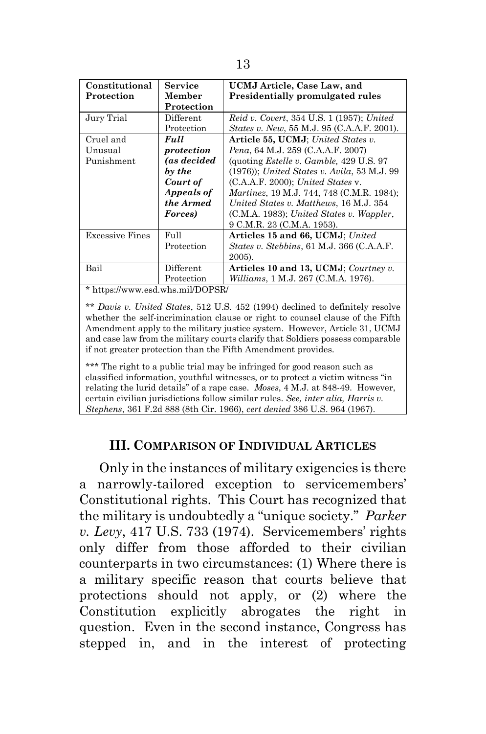| Constitutional Protection | Service Member Protection | UCMJ Article, Case Law, and Presidentially promulgated rules |
|---|---|---|
| Jury Trial | Different Protection | *Reid v. Covert*, 354 U.S. 1 (1957); *United States v. New*, 55 M.J. 95 (C.A.A.F. 2001). |
| Cruel and Unusual Punishment | ***Full protection (as decided by the Court of Appeals of the Armed Forces)*** | **Article 55, UCMJ**; *United States v. Pena*, 64 M.J. 259 (C.A.A.F. 2007) (quoting *Estelle v. Gamble,* 429 U.S. 97 (1976)); *United States v. Avila*, 53 M.J. 99 (C.A.A.F. 2000); *United States* v. *Martinez*, 19 M.J. 744, 748 (C.M.R. 1984); *United States v. Matthews*, 16 M.J. 354 (C.M.A. 1983); *United States v. Wappler*, 9 C.M.R. 23 (C.M.A. 1953). |
| Excessive Fines | Full Protection | **Articles 15 and 66, UCMJ**; *United States v. Stebbins*, 61 M.J. 366 (C.A.A.F. 2005). |
| Bail | Different Protection | **Articles 10 and 13, UCMJ**; *Courtney v. Williams*, 1 M.J. 267 (C.M.A. 1976). |

\* https://www.esd.whs.mil/DOPSR/

\*\* *Davis v. United States*, 512 U.S. 452 (1994) declined to definitely resolve whether the self-incrimination clause or right to counsel clause of the Fifth Amendment apply to the military justice system. However, Article 31, UCMJ and case law from the military courts clarify that Soldiers possess comparable if not greater protection than the Fifth Amendment provides.

\*\*\* The right to a public trial may be infringed for good reason such as classified information, youthful witnesses, or to protect a victim witness "in relating the lurid details" of a rape case. *Moses*, 4 M.J. at 848-49. However, certain civilian jurisdictions follow similar rules. *See, inter alia, Harris v. Stephens*, 361 F.2d 888 (8th Cir. 1966), *cert denied* 386 U.S. 964 (1967).

## III. Comparison of Individual Articles

Only in the instances of military exigencies is there a narrowly-tailored exception to servicemembers' Constitutional rights. This Court has recognized that the military is undoubtedly a "unique society." *Parker v. Levy*, 417 U.S. 733 (1974). Servicemembers' rights only differ from those afforded to their civilian counterparts in two circumstances: (1) Where there is a military specific reason that courts believe that protections should not apply, or (2) where the Constitution explicitly abrogates the right in question. Even in the second instance, Congress has stepped in, and in the interest of protecting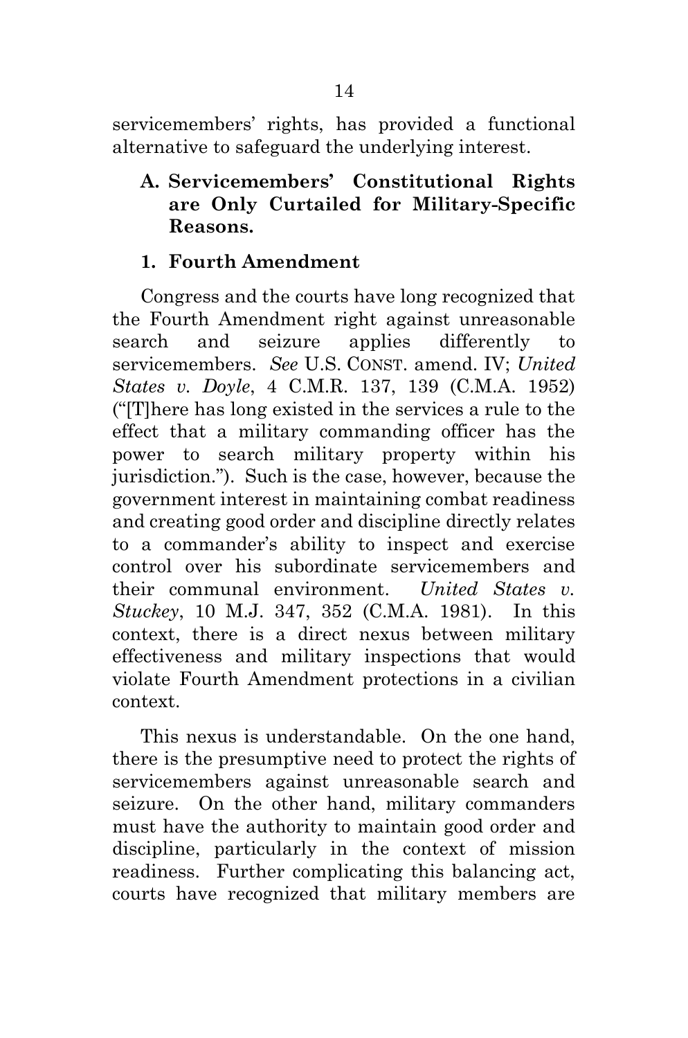servicemembers' rights, has provided a functional alternative to safeguard the underlying interest.

### A. Servicemembers' Constitutional Rights are Only Curtailed for Military-Specific Reasons.

#### 1. Fourth Amendment

Congress and the courts have long recognized that the Fourth Amendment right against unreasonable search and seizure applies differently to servicemembers. *See* U.S. CONST. amend. IV; *United States v. Doyle*, 4 C.M.R. 137, 139 (C.M.A. 1952) ("[T]here has long existed in the services a rule to the effect that a military commanding officer has the power to search military property within his jurisdiction."). Such is the case, however, because the government interest in maintaining combat readiness and creating good order and discipline directly relates to a commander's ability to inspect and exercise control over his subordinate servicemembers and their communal environment. *United States v. Stuckey*, 10 M.J. 347, 352 (C.M.A. 1981). In this context, there is a direct nexus between military effectiveness and military inspections that would violate Fourth Amendment protections in a civilian context.

This nexus is understandable. On the one hand, there is the presumptive need to protect the rights of servicemembers against unreasonable search and seizure. On the other hand, military commanders must have the authority to maintain good order and discipline, particularly in the context of mission readiness. Further complicating this balancing act, courts have recognized that military members are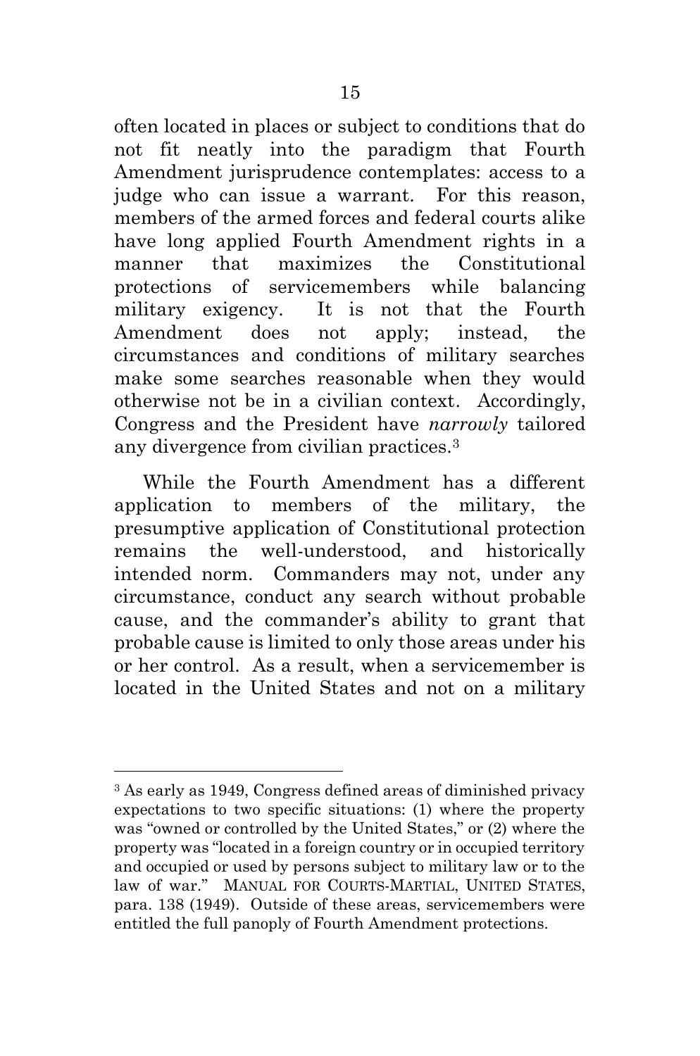often located in places or subject to conditions that do not fit neatly into the paradigm that Fourth Amendment jurisprudence contemplates: access to a judge who can issue a warrant. For this reason, members of the armed forces and federal courts alike have long applied Fourth Amendment rights in a manner that maximizes the Constitutional protections of servicemembers while balancing military exigency. It is not that the Fourth Amendment does not apply; instead, the circumstances and conditions of military searches make some searches reasonable when they would otherwise not be in a civilian context. Accordingly, Congress and the President have *narrowly* tailored any divergence from civilian practices.[3]

While the Fourth Amendment has a different application to members of the military, the presumptive application of Constitutional protection remains the well-understood, and historically intended norm. Commanders may not, under any circumstance, conduct any search without probable cause, and the commander's ability to grant that probable cause is limited to only those areas under his or her control. As a result, when a servicemember is located in the United States and not on a military

---

[3] As early as 1949, Congress defined areas of diminished privacy expectations to two specific situations: (1) where the property was "owned or controlled by the United States," or (2) where the property was "located in a foreign country or in occupied territory and occupied or used by persons subject to military law or to the law of war." MANUAL FOR COURTS-MARTIAL, UNITED STATES, para. 138 (1949). Outside of these areas, servicemembers were entitled the full panoply of Fourth Amendment protections.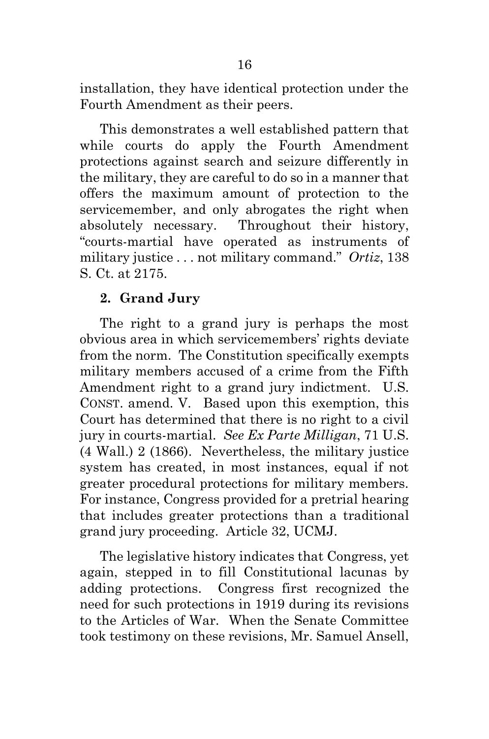installation, they have identical protection under the Fourth Amendment as their peers.

This demonstrates a well established pattern that while courts do apply the Fourth Amendment protections against search and seizure differently in the military, they are careful to do so in a manner that offers the maximum amount of protection to the servicemember, and only abrogates the right when absolutely necessary. Throughout their history, "courts-martial have operated as instruments of military justice . . . not military command." *Ortiz*, 138 S. Ct. at 2175.

### 2. Grand Jury

The right to a grand jury is perhaps the most obvious area in which servicemembers' rights deviate from the norm. The Constitution specifically exempts military members accused of a crime from the Fifth Amendment right to a grand jury indictment. U.S. CONST. amend. V. Based upon this exemption, this Court has determined that there is no right to a civil jury in courts-martial. *See Ex Parte Milligan*, 71 U.S. (4 Wall.) 2 (1866). Nevertheless, the military justice system has created, in most instances, equal if not greater procedural protections for military members. For instance, Congress provided for a pretrial hearing that includes greater protections than a traditional grand jury proceeding. Article 32, UCMJ.

The legislative history indicates that Congress, yet again, stepped in to fill Constitutional lacunas by adding protections. Congress first recognized the need for such protections in 1919 during its revisions to the Articles of War. When the Senate Committee took testimony on these revisions, Mr. Samuel Ansell,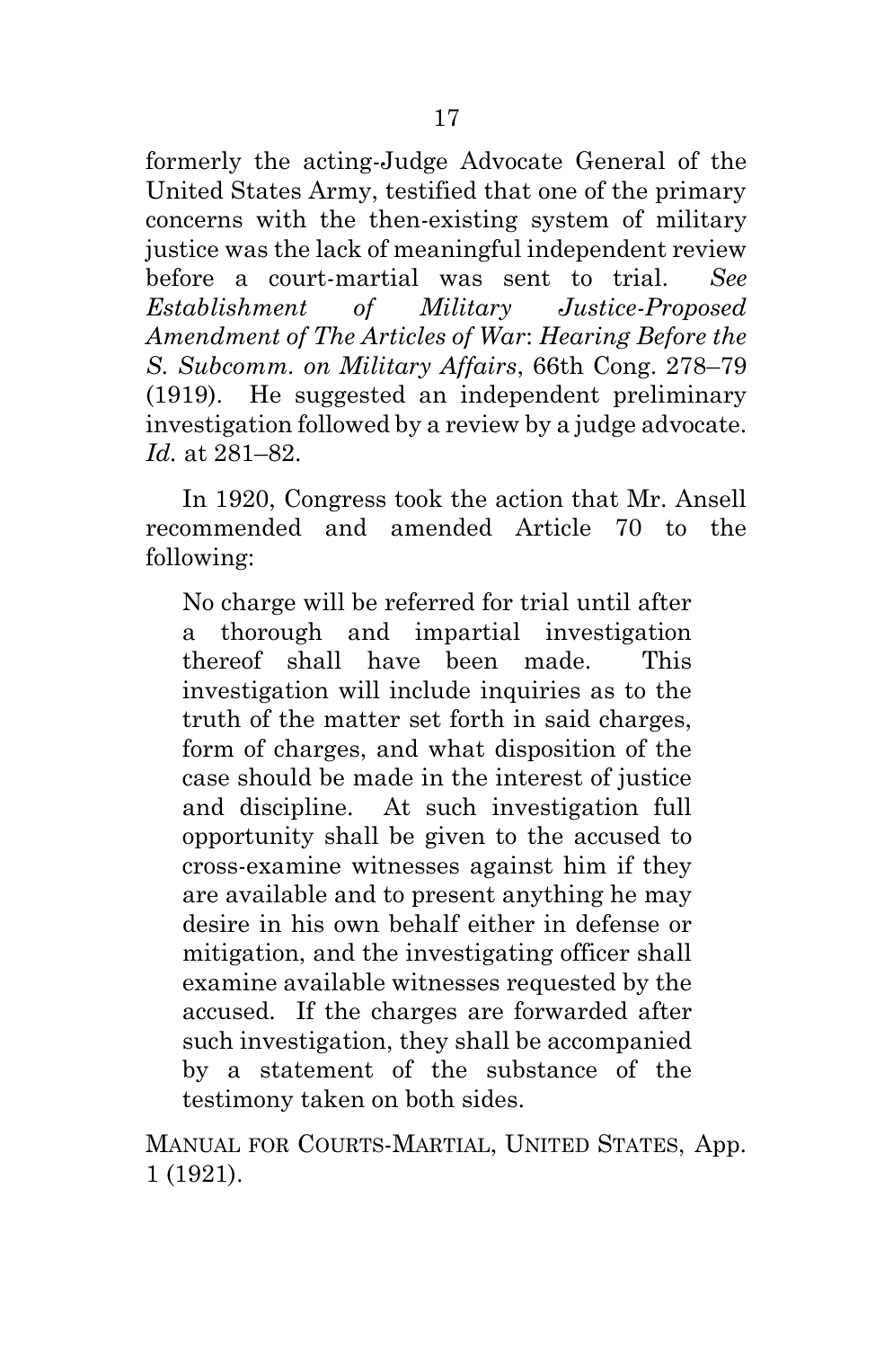formerly the acting-Judge Advocate General of the United States Army, testified that one of the primary concerns with the then-existing system of military justice was the lack of meaningful independent review before a court-martial was sent to trial. *See Establishment of Military Justice-Proposed Amendment of The Articles of War*: *Hearing Before the S. Subcomm. on Military Affairs*, 66th Cong. 278–79 (1919). He suggested an independent preliminary investigation followed by a review by a judge advocate. *Id.* at 281–82.

In 1920, Congress took the action that Mr. Ansell recommended and amended Article 70 to the following:

> No charge will be referred for trial until after a thorough and impartial investigation thereof shall have been made. This investigation will include inquiries as to the truth of the matter set forth in said charges, form of charges, and what disposition of the case should be made in the interest of justice and discipline. At such investigation full opportunity shall be given to the accused to cross-examine witnesses against him if they are available and to present anything he may desire in his own behalf either in defense or mitigation, and the investigating officer shall examine available witnesses requested by the accused. If the charges are forwarded after such investigation, they shall be accompanied by a statement of the substance of the testimony taken on both sides.

MANUAL FOR COURTS-MARTIAL, UNITED STATES, App. 1 (1921).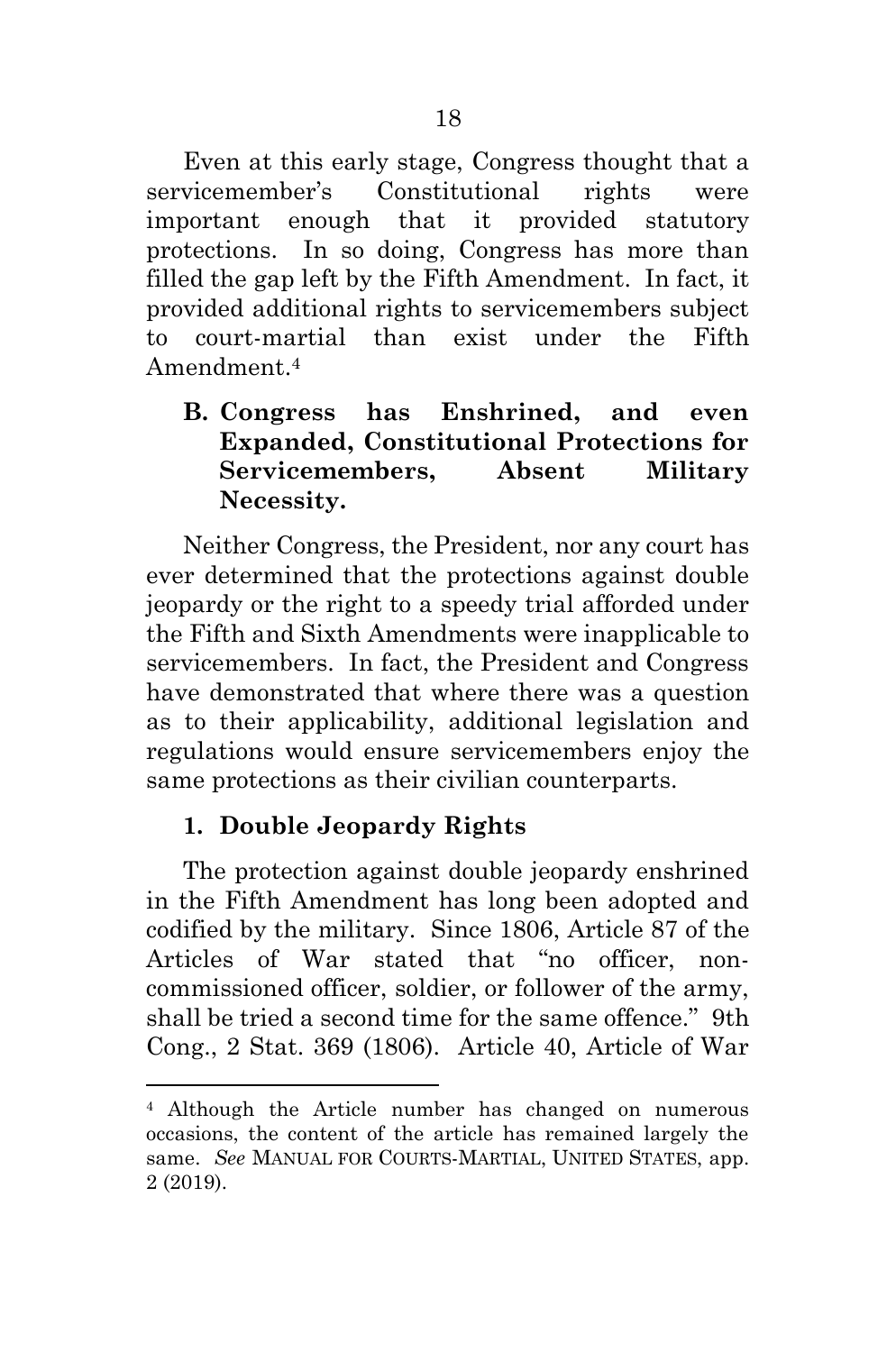Even at this early stage, Congress thought that a servicemember's Constitutional rights were important enough that it provided statutory protections. In so doing, Congress has more than filled the gap left by the Fifth Amendment. In fact, it provided additional rights to servicemembers subject to court-martial than exist under the Fifth Amendment.[4]

### B. Congress has Enshrined, and even Expanded, Constitutional Protections for Servicemembers, Absent Military Necessity.

Neither Congress, the President, nor any court has ever determined that the protections against double jeopardy or the right to a speedy trial afforded under the Fifth and Sixth Amendments were inapplicable to servicemembers. In fact, the President and Congress have demonstrated that where there was a question as to their applicability, additional legislation and regulations would ensure servicemembers enjoy the same protections as their civilian counterparts.

#### 1. Double Jeopardy Rights

The protection against double jeopardy enshrined in the Fifth Amendment has long been adopted and codified by the military. Since 1806, Article 87 of the Articles of War stated that "no officer, non-commissioned officer, soldier, or follower of the army, shall be tried a second time for the same offence." 9th Cong., 2 Stat. 369 (1806). Article 40, Article of War

---

[4] Although the Article number has changed on numerous occasions, the content of the article has remained largely the same. *See* MANUAL FOR COURTS-MARTIAL, UNITED STATES, app. 2 (2019).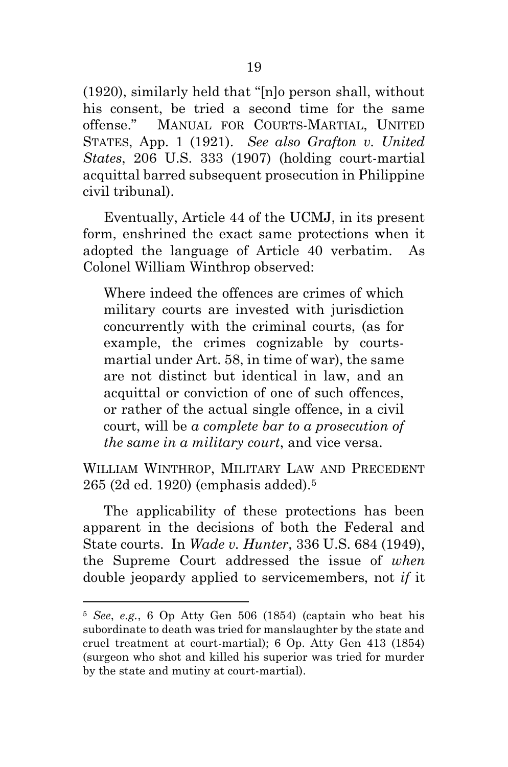(1920), similarly held that "[n]o person shall, without his consent, be tried a second time for the same offense." MANUAL FOR COURTS-MARTIAL, UNITED STATES, App. 1 (1921). *See also Grafton v. United States*, 206 U.S. 333 (1907) (holding court-martial acquittal barred subsequent prosecution in Philippine civil tribunal).

Eventually, Article 44 of the UCMJ, in its present form, enshrined the exact same protections when it adopted the language of Article 40 verbatim. As Colonel William Winthrop observed:

> Where indeed the offences are crimes of which military courts are invested with jurisdiction concurrently with the criminal courts, (as for example, the crimes cognizable by courts-martial under Art. 58, in time of war), the same are not distinct but identical in law, and an acquittal or conviction of one of such offences, or rather of the actual single offence, in a civil court, will be *a complete bar to a prosecution of the same in a military court*, and vice versa.

WILLIAM WINTHROP, MILITARY LAW AND PRECEDENT 265 (2d ed. 1920) (emphasis added).[5]

The applicability of these protections has been apparent in the decisions of both the Federal and State courts. In *Wade v. Hunter*, 336 U.S. 684 (1949), the Supreme Court addressed the issue of *when* double jeopardy applied to servicemembers, not *if* it

---

[5] *See*, *e.g.*, 6 Op Atty Gen 506 (1854) (captain who beat his subordinate to death was tried for manslaughter by the state and cruel treatment at court-martial); 6 Op. Atty Gen 413 (1854) (surgeon who shot and killed his superior was tried for murder by the state and mutiny at court-martial).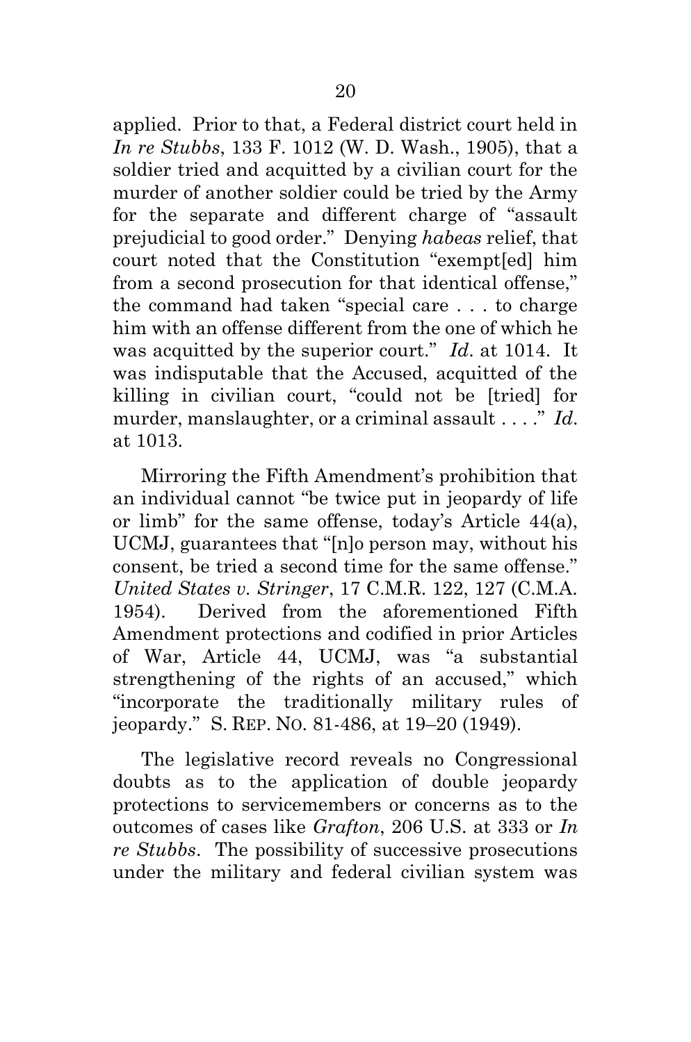applied. Prior to that, a Federal district court held in *In re Stubbs*, 133 F. 1012 (W. D. Wash., 1905), that a soldier tried and acquitted by a civilian court for the murder of another soldier could be tried by the Army for the separate and different charge of "assault prejudicial to good order." Denying *habeas* relief, that court noted that the Constitution "exempt[ed] him from a second prosecution for that identical offense," the command had taken "special care . . . to charge him with an offense different from the one of which he was acquitted by the superior court." *Id*. at 1014. It was indisputable that the Accused, acquitted of the killing in civilian court, "could not be [tried] for murder, manslaughter, or a criminal assault . . . ." *Id*. at 1013.

Mirroring the Fifth Amendment's prohibition that an individual cannot "be twice put in jeopardy of life or limb" for the same offense, today's Article 44(a), UCMJ, guarantees that "[n]o person may, without his consent, be tried a second time for the same offense." *United States v. Stringer*, 17 C.M.R. 122, 127 (C.M.A. 1954). Derived from the aforementioned Fifth Amendment protections and codified in prior Articles of War, Article 44, UCMJ, was "a substantial strengthening of the rights of an accused," which "incorporate the traditionally military rules of jeopardy." S. REP. NO. 81-486, at 19–20 (1949).

The legislative record reveals no Congressional doubts as to the application of double jeopardy protections to servicemembers or concerns as to the outcomes of cases like *Grafton*, 206 U.S. at 333 or *In re Stubbs*. The possibility of successive prosecutions under the military and federal civilian system was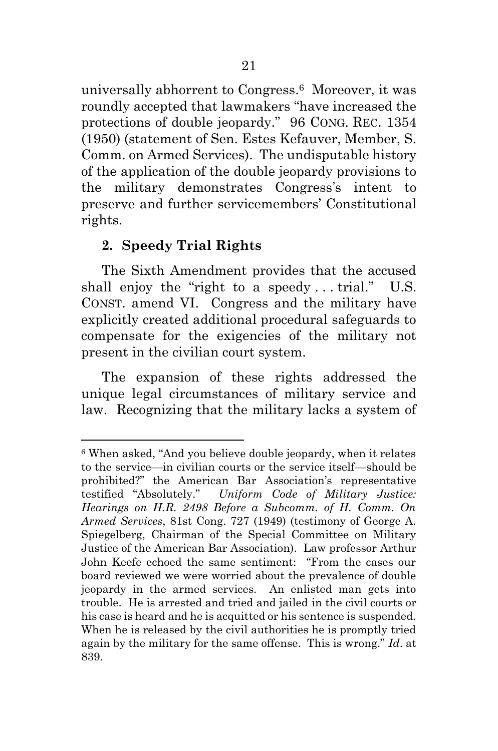universally abhorrent to Congress.[6] Moreover, it was roundly accepted that lawmakers "have increased the protections of double jeopardy." 96 CONG. REC. 1354 (1950) (statement of Sen. Estes Kefauver, Member, S. Comm. on Armed Services). The undisputable history of the application of the double jeopardy provisions to the military demonstrates Congress's intent to preserve and further servicemembers' Constitutional rights.

### 2. Speedy Trial Rights

The Sixth Amendment provides that the accused shall enjoy the "right to a speedy . . . trial." U.S. CONST. amend VI. Congress and the military have explicitly created additional procedural safeguards to compensate for the exigencies of the military not present in the civilian court system.

The expansion of these rights addressed the unique legal circumstances of military service and law. Recognizing that the military lacks a system of

---

[6] When asked, "And you believe double jeopardy, when it relates to the service—in civilian courts or the service itself—should be prohibited?" the American Bar Association's representative testified "Absolutely." *Uniform Code of Military Justice: Hearings on H.R. 2498 Before a Subcomm. of H. Comm. On Armed Services*, 81st Cong. 727 (1949) (testimony of George A. Spiegelberg, Chairman of the Special Committee on Military Justice of the American Bar Association). Law professor Arthur John Keefe echoed the same sentiment: "From the cases our board reviewed we were worried about the prevalence of double jeopardy in the armed services. An enlisted man gets into trouble. He is arrested and tried and jailed in the civil courts or his case is heard and he is acquitted or his sentence is suspended. When he is released by the civil authorities he is promptly tried again by the military for the same offense. This is wrong." *Id*. at 839.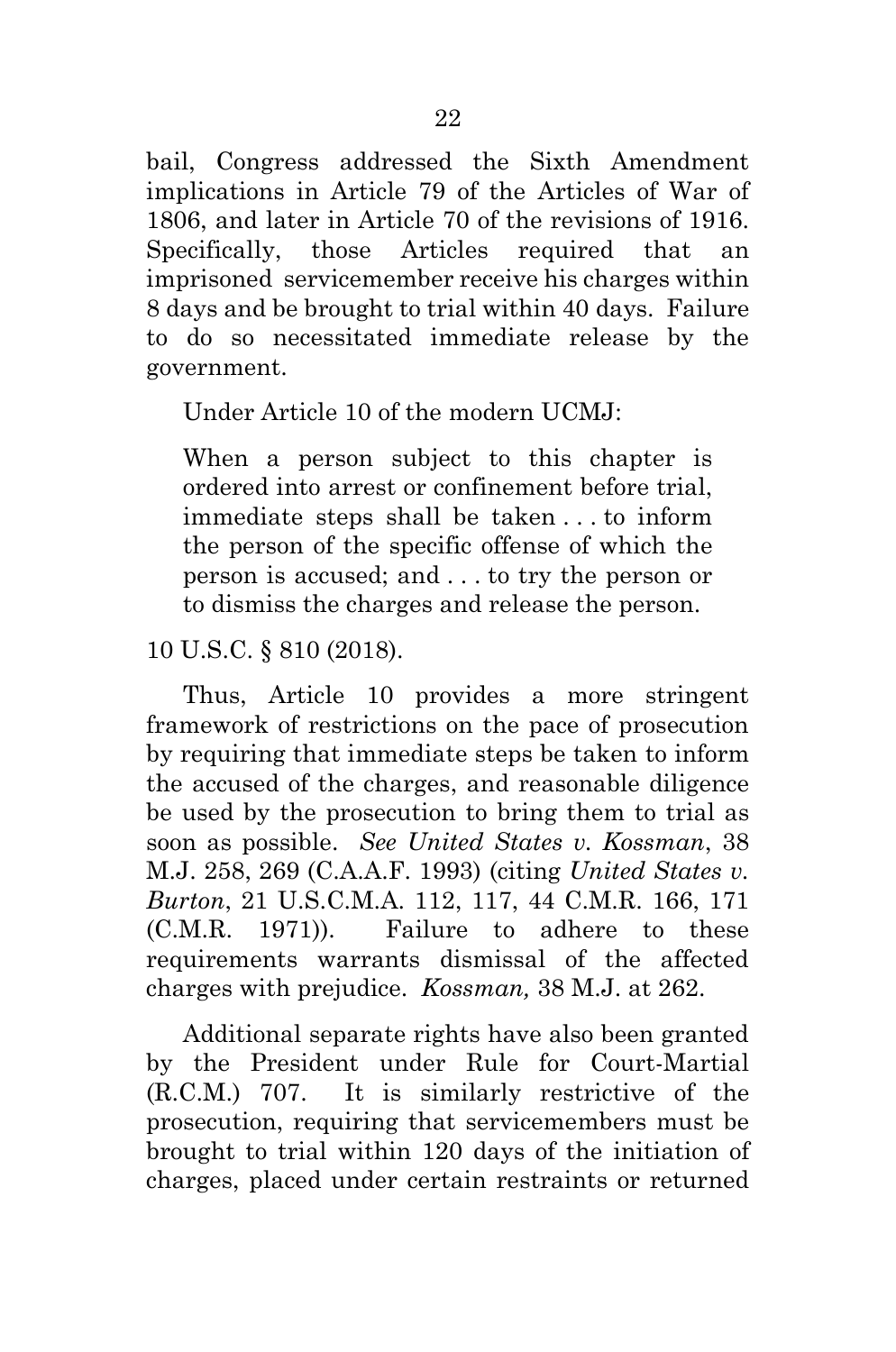bail, Congress addressed the Sixth Amendment implications in Article 79 of the Articles of War of 1806, and later in Article 70 of the revisions of 1916. Specifically, those Articles required that an imprisoned servicemember receive his charges within 8 days and be brought to trial within 40 days. Failure to do so necessitated immediate release by the government.

Under Article 10 of the modern UCMJ:

> When a person subject to this chapter is ordered into arrest or confinement before trial, immediate steps shall be taken . . . to inform the person of the specific offense of which the person is accused; and . . . to try the person or to dismiss the charges and release the person.

10 U.S.C. § 810 (2018).

Thus, Article 10 provides a more stringent framework of restrictions on the pace of prosecution by requiring that immediate steps be taken to inform the accused of the charges, and reasonable diligence be used by the prosecution to bring them to trial as soon as possible. *See United States v. Kossman*, 38 M.J. 258, 269 (C.A.A.F. 1993) (citing *United States v. Burton*, 21 U.S.C.M.A. 112, 117, 44 C.M.R. 166, 171 (C.M.R. 1971)). Failure to adhere to these requirements warrants dismissal of the affected charges with prejudice. *Kossman,* 38 M.J. at 262.

Additional separate rights have also been granted by the President under Rule for Court-Martial (R.C.M.) 707. It is similarly restrictive of the prosecution, requiring that servicemembers must be brought to trial within 120 days of the initiation of charges, placed under certain restraints or returned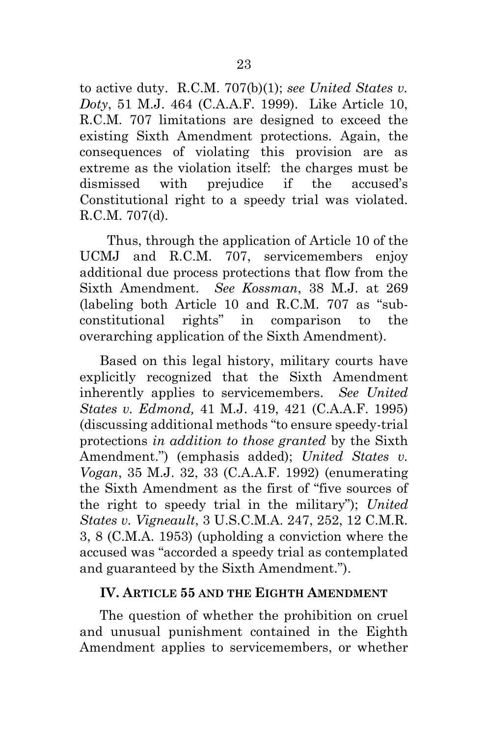to active duty. R.C.M. 707(b)(1); *see United States v. Doty*, 51 M.J. 464 (C.A.A.F. 1999). Like Article 10, R.C.M. 707 limitations are designed to exceed the existing Sixth Amendment protections. Again, the consequences of violating this provision are as extreme as the violation itself: the charges must be dismissed with prejudice if the accused's Constitutional right to a speedy trial was violated. R.C.M. 707(d).

Thus, through the application of Article 10 of the UCMJ and R.C.M. 707, servicemembers enjoy additional due process protections that flow from the Sixth Amendment. *See Kossman*, 38 M.J. at 269 (labeling both Article 10 and R.C.M. 707 as "sub-constitutional rights" in comparison to the overarching application of the Sixth Amendment).

Based on this legal history, military courts have explicitly recognized that the Sixth Amendment inherently applies to servicemembers. *See United States v. Edmond,* 41 M.J. 419, 421 (C.A.A.F. 1995) (discussing additional methods "to ensure speedy-trial protections *in addition to those granted* by the Sixth Amendment.") (emphasis added); *United States v. Vogan*, 35 M.J. 32, 33 (C.A.A.F. 1992) (enumerating the Sixth Amendment as the first of "five sources of the right to speedy trial in the military"); *United States v. Vigneault*, 3 U.S.C.M.A. 247, 252, 12 C.M.R. 3, 8 (C.M.A. 1953) (upholding a conviction where the accused was "accorded a speedy trial as contemplated and guaranteed by the Sixth Amendment.").

## IV. ARTICLE 55 AND THE EIGHTH AMENDMENT

The question of whether the prohibition on cruel and unusual punishment contained in the Eighth Amendment applies to servicemembers, or whether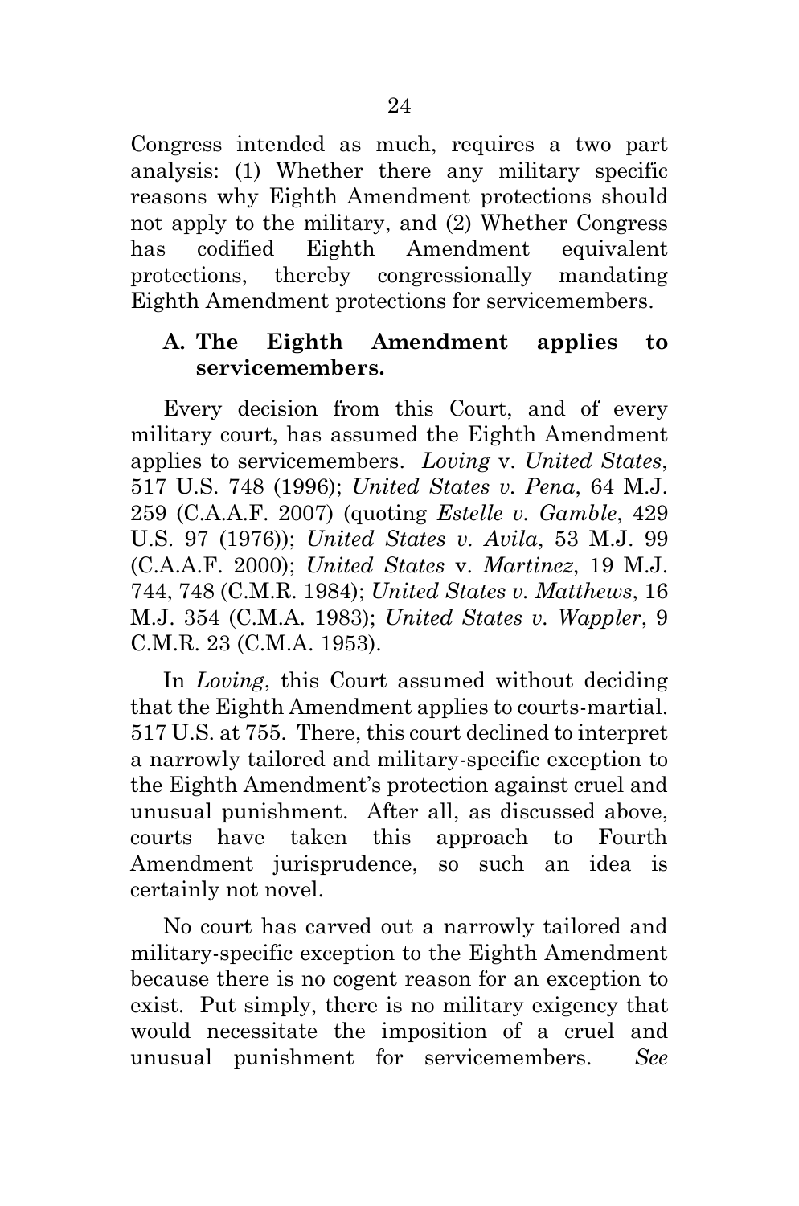Congress intended as much, requires a two part analysis: (1) Whether there any military specific reasons why Eighth Amendment protections should not apply to the military, and (2) Whether Congress has codified Eighth Amendment equivalent protections, thereby congressionally mandating Eighth Amendment protections for servicemembers.

### A. The Eighth Amendment applies to servicemembers.

Every decision from this Court, and of every military court, has assumed the Eighth Amendment applies to servicemembers. *Loving* v. *United States*, 517 U.S. 748 (1996); *United States v. Pena*, 64 M.J. 259 (C.A.A.F. 2007) (quoting *Estelle v. Gamble*, 429 U.S. 97 (1976)); *United States v. Avila*, 53 M.J. 99 (C.A.A.F. 2000); *United States* v. *Martinez*, 19 M.J. 744, 748 (C.M.R. 1984); *United States v. Matthews*, 16 M.J. 354 (C.M.A. 1983); *United States v. Wappler*, 9 C.M.R. 23 (C.M.A. 1953).

In *Loving*, this Court assumed without deciding that the Eighth Amendment applies to courts-martial. 517 U.S. at 755. There, this court declined to interpret a narrowly tailored and military-specific exception to the Eighth Amendment's protection against cruel and unusual punishment. After all, as discussed above, courts have taken this approach to Fourth Amendment jurisprudence, so such an idea is certainly not novel.

No court has carved out a narrowly tailored and military-specific exception to the Eighth Amendment because there is no cogent reason for an exception to exist. Put simply, there is no military exigency that would necessitate the imposition of a cruel and unusual punishment for servicemembers. *See*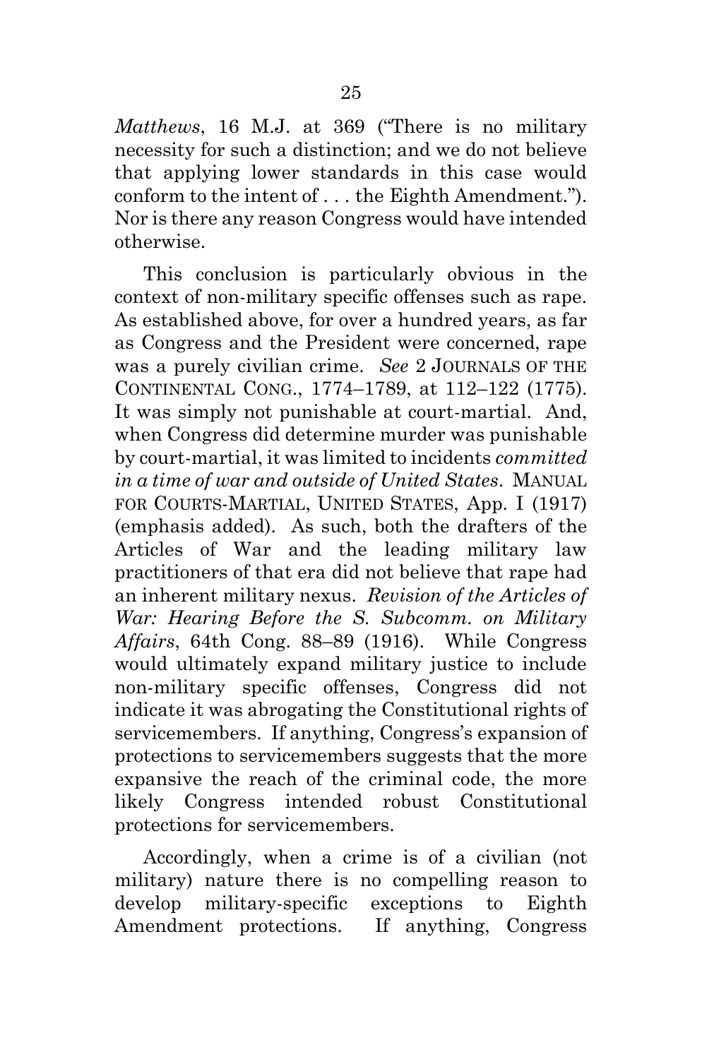*Matthews*, 16 M.J. at 369 ("There is no military necessity for such a distinction; and we do not believe that applying lower standards in this case would conform to the intent of . . . the Eighth Amendment."). Nor is there any reason Congress would have intended otherwise.

This conclusion is particularly obvious in the context of non-military specific offenses such as rape. As established above, for over a hundred years, as far as Congress and the President were concerned, rape was a purely civilian crime. *See* 2 JOURNALS OF THE CONTINENTAL CONG., 1774–1789, at 112–122 (1775). It was simply not punishable at court-martial. And, when Congress did determine murder was punishable by court-martial, it was limited to incidents *committed in a time of war and outside of United States*. MANUAL FOR COURTS-MARTIAL, UNITED STATES, App. I (1917) (emphasis added). As such, both the drafters of the Articles of War and the leading military law practitioners of that era did not believe that rape had an inherent military nexus. *Revision of the Articles of War: Hearing Before the S. Subcomm. on Military Affairs*, 64th Cong. 88–89 (1916). While Congress would ultimately expand military justice to include non-military specific offenses, Congress did not indicate it was abrogating the Constitutional rights of servicemembers. If anything, Congress's expansion of protections to servicemembers suggests that the more expansive the reach of the criminal code, the more likely Congress intended robust Constitutional protections for servicemembers.

Accordingly, when a crime is of a civilian (not military) nature there is no compelling reason to develop military-specific exceptions to Eighth Amendment protections. If anything, Congress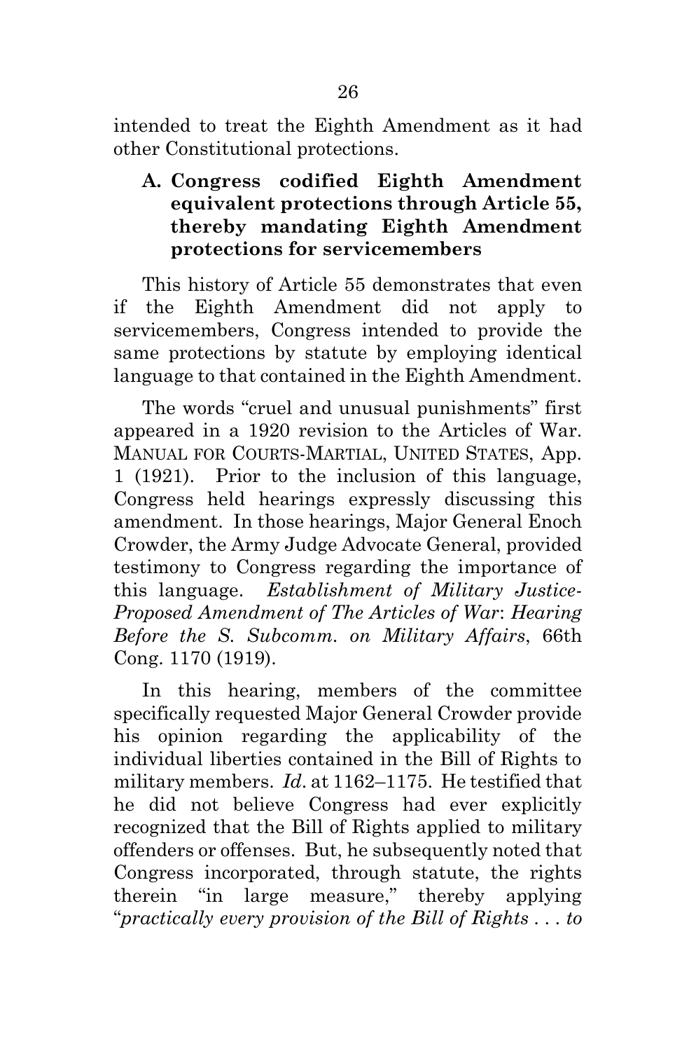intended to treat the Eighth Amendment as it had other Constitutional protections.

### A. Congress codified Eighth Amendment equivalent protections through Article 55, thereby mandating Eighth Amendment protections for servicemembers

This history of Article 55 demonstrates that even if the Eighth Amendment did not apply to servicemembers, Congress intended to provide the same protections by statute by employing identical language to that contained in the Eighth Amendment.

The words "cruel and unusual punishments" first appeared in a 1920 revision to the Articles of War. MANUAL FOR COURTS-MARTIAL, UNITED STATES, App. 1 (1921). Prior to the inclusion of this language, Congress held hearings expressly discussing this amendment. In those hearings, Major General Enoch Crowder, the Army Judge Advocate General, provided testimony to Congress regarding the importance of this language. *Establishment of Military Justice-Proposed Amendment of The Articles of War*: *Hearing Before the S. Subcomm. on Military Affairs*, 66th Cong. 1170 (1919).

In this hearing, members of the committee specifically requested Major General Crowder provide his opinion regarding the applicability of the individual liberties contained in the Bill of Rights to military members. *Id*. at 1162–1175. He testified that he did not believe Congress had ever explicitly recognized that the Bill of Rights applied to military offenders or offenses. But, he subsequently noted that Congress incorporated, through statute, the rights therein "in large measure," thereby applying "*practically every provision of the Bill of Rights . . . to*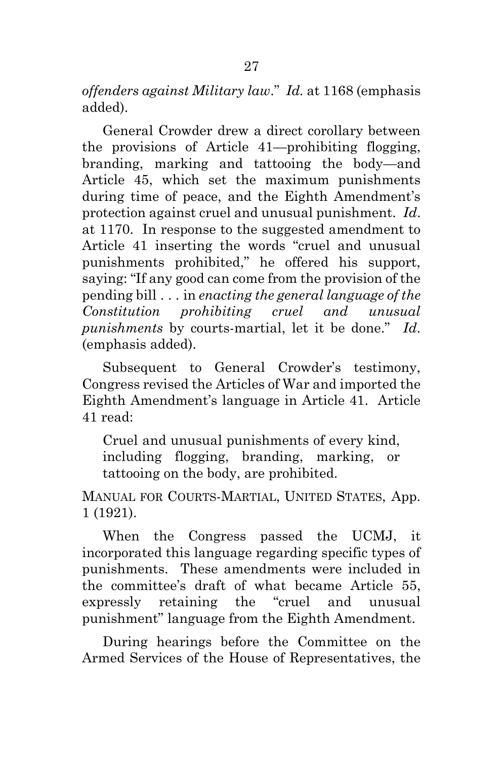*offenders against Military law*." *Id.* at 1168 (emphasis added).

General Crowder drew a direct corollary between the provisions of Article 41—prohibiting flogging, branding, marking and tattooing the body—and Article 45, which set the maximum punishments during time of peace, and the Eighth Amendment's protection against cruel and unusual punishment. *Id.* at 1170. In response to the suggested amendment to Article 41 inserting the words "cruel and unusual punishments prohibited," he offered his support, saying: "If any good can come from the provision of the pending bill . . . in *enacting the general language of the Constitution prohibiting cruel and unusual punishments* by courts-martial, let it be done." *Id.* (emphasis added).

Subsequent to General Crowder's testimony, Congress revised the Articles of War and imported the Eighth Amendment's language in Article 41. Article 41 read:

> Cruel and unusual punishments of every kind, including flogging, branding, marking, or tattooing on the body, are prohibited.

MANUAL FOR COURTS-MARTIAL, UNITED STATES, App. 1 (1921).

When the Congress passed the UCMJ, it incorporated this language regarding specific types of punishments. These amendments were included in the committee's draft of what became Article 55, expressly retaining the "cruel and unusual punishment" language from the Eighth Amendment.

During hearings before the Committee on the Armed Services of the House of Representatives, the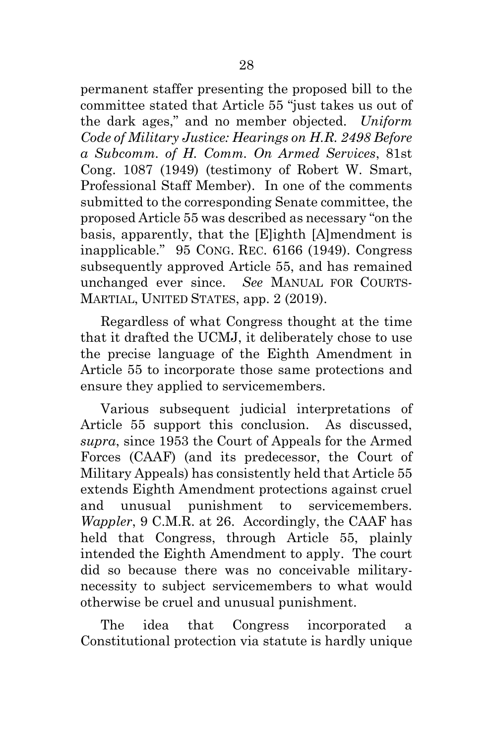permanent staffer presenting the proposed bill to the committee stated that Article 55 "just takes us out of the dark ages," and no member objected. *Uniform Code of Military Justice: Hearings on H.R. 2498 Before a Subcomm. of H. Comm. On Armed Services*, 81st Cong. 1087 (1949) (testimony of Robert W. Smart, Professional Staff Member). In one of the comments submitted to the corresponding Senate committee, the proposed Article 55 was described as necessary "on the basis, apparently, that the [E]ighth [A]mendment is inapplicable." 95 CONG. REC. 6166 (1949). Congress subsequently approved Article 55, and has remained unchanged ever since. *See* MANUAL FOR COURTS-MARTIAL, UNITED STATES, app. 2 (2019).

Regardless of what Congress thought at the time that it drafted the UCMJ, it deliberately chose to use the precise language of the Eighth Amendment in Article 55 to incorporate those same protections and ensure they applied to servicemembers.

Various subsequent judicial interpretations of Article 55 support this conclusion. As discussed, *supra*, since 1953 the Court of Appeals for the Armed Forces (CAAF) (and its predecessor, the Court of Military Appeals) has consistently held that Article 55 extends Eighth Amendment protections against cruel and unusual punishment to servicemembers. *Wappler*, 9 C.M.R. at 26. Accordingly, the CAAF has held that Congress, through Article 55, plainly intended the Eighth Amendment to apply. The court did so because there was no conceivable military-necessity to subject servicemembers to what would otherwise be cruel and unusual punishment.

The idea that Congress incorporated a Constitutional protection via statute is hardly unique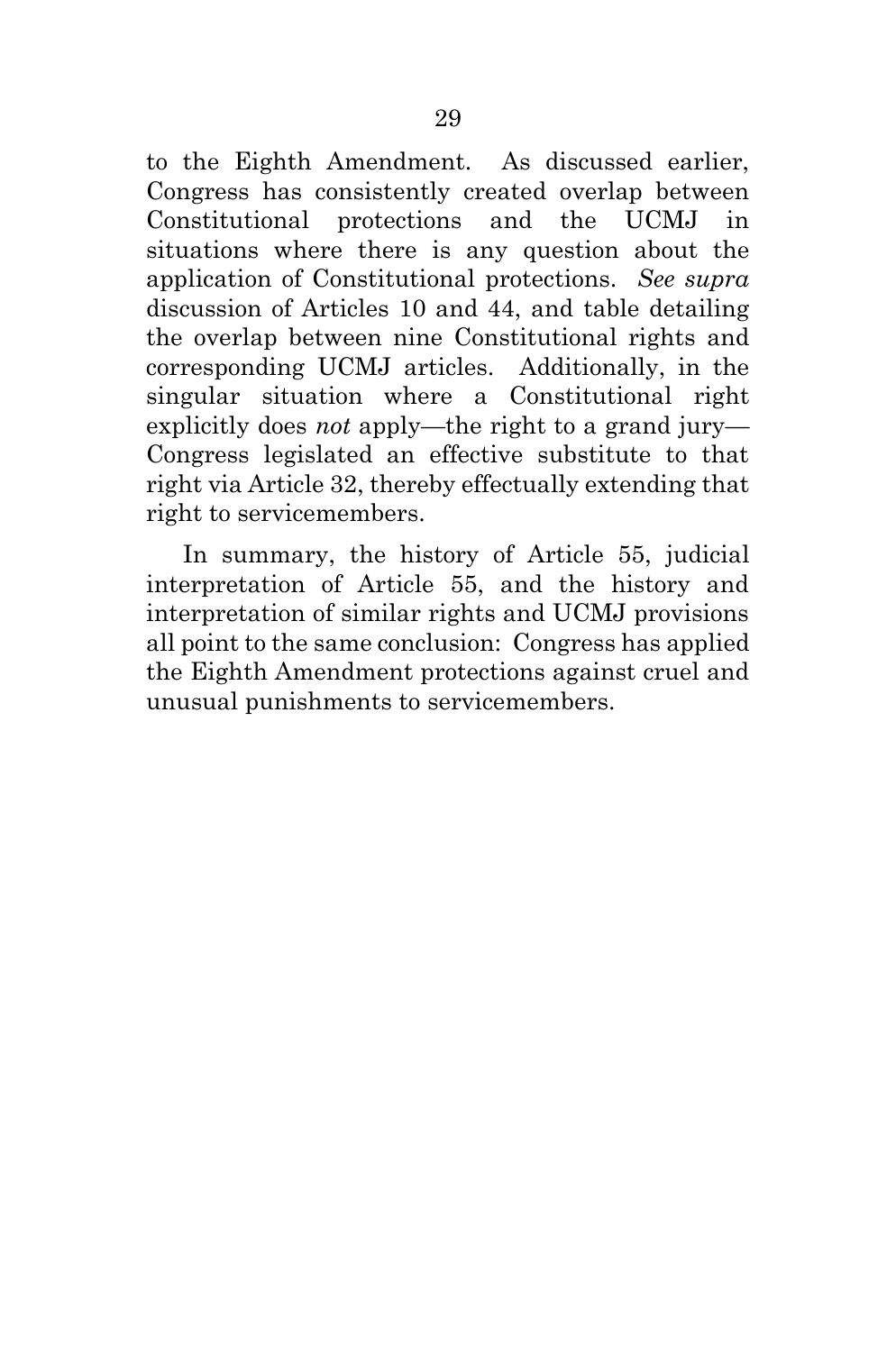to the Eighth Amendment. As discussed earlier, Congress has consistently created overlap between Constitutional protections and the UCMJ in situations where there is any question about the application of Constitutional protections. *See supra* discussion of Articles 10 and 44, and table detailing the overlap between nine Constitutional rights and corresponding UCMJ articles. Additionally, in the singular situation where a Constitutional right explicitly does *not* apply—the right to a grand jury—Congress legislated an effective substitute to that right via Article 32, thereby effectually extending that right to servicemembers.

In summary, the history of Article 55, judicial interpretation of Article 55, and the history and interpretation of similar rights and UCMJ provisions all point to the same conclusion: Congress has applied the Eighth Amendment protections against cruel and unusual punishments to servicemembers.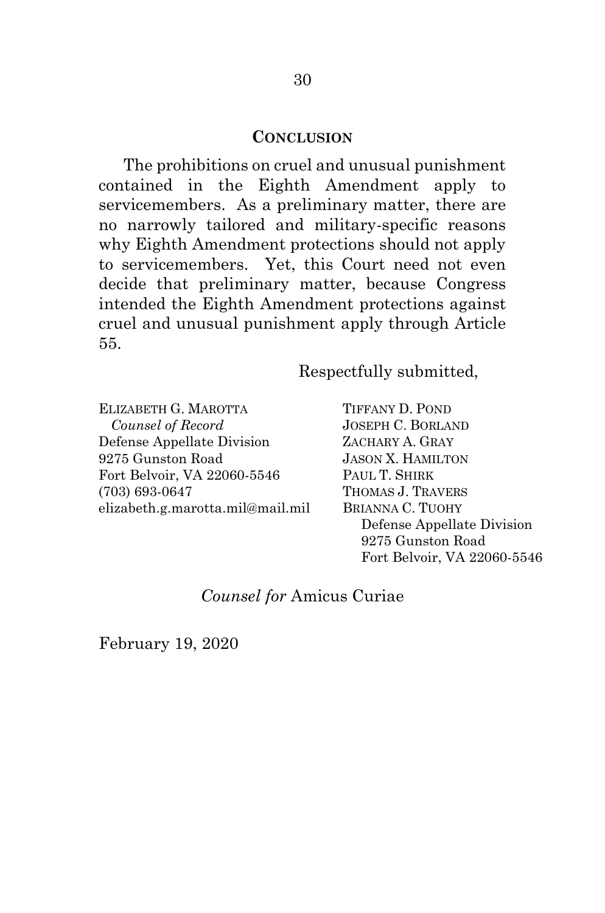## CONCLUSION

The prohibitions on cruel and unusual punishment contained in the Eighth Amendment apply to servicemembers. As a preliminary matter, there are no narrowly tailored and military-specific reasons why Eighth Amendment protections should not apply to servicemembers. Yet, this Court need not even decide that preliminary matter, because Congress intended the Eighth Amendment protections against cruel and unusual punishment apply through Article 55.

Respectfully submitted,

ELIZABETH G. MAROTTA
*Counsel of Record*
Defense Appellate Division
9275 Gunston Road
Fort Belvoir, VA 22060-5546
(703) 693-0647
elizabeth.g.marotta.mil@mail.mil

TIFFANY D. POND
JOSEPH C. BORLAND
ZACHARY A. GRAY
JASON X. HAMILTON
PAUL T. SHIRK
THOMAS J. TRAVERS
BRIANNA C. TUOHY
Defense Appellate Division
9275 Gunston Road
Fort Belvoir, VA 22060-5546

*Counsel for* Amicus Curiae

February 19, 2020